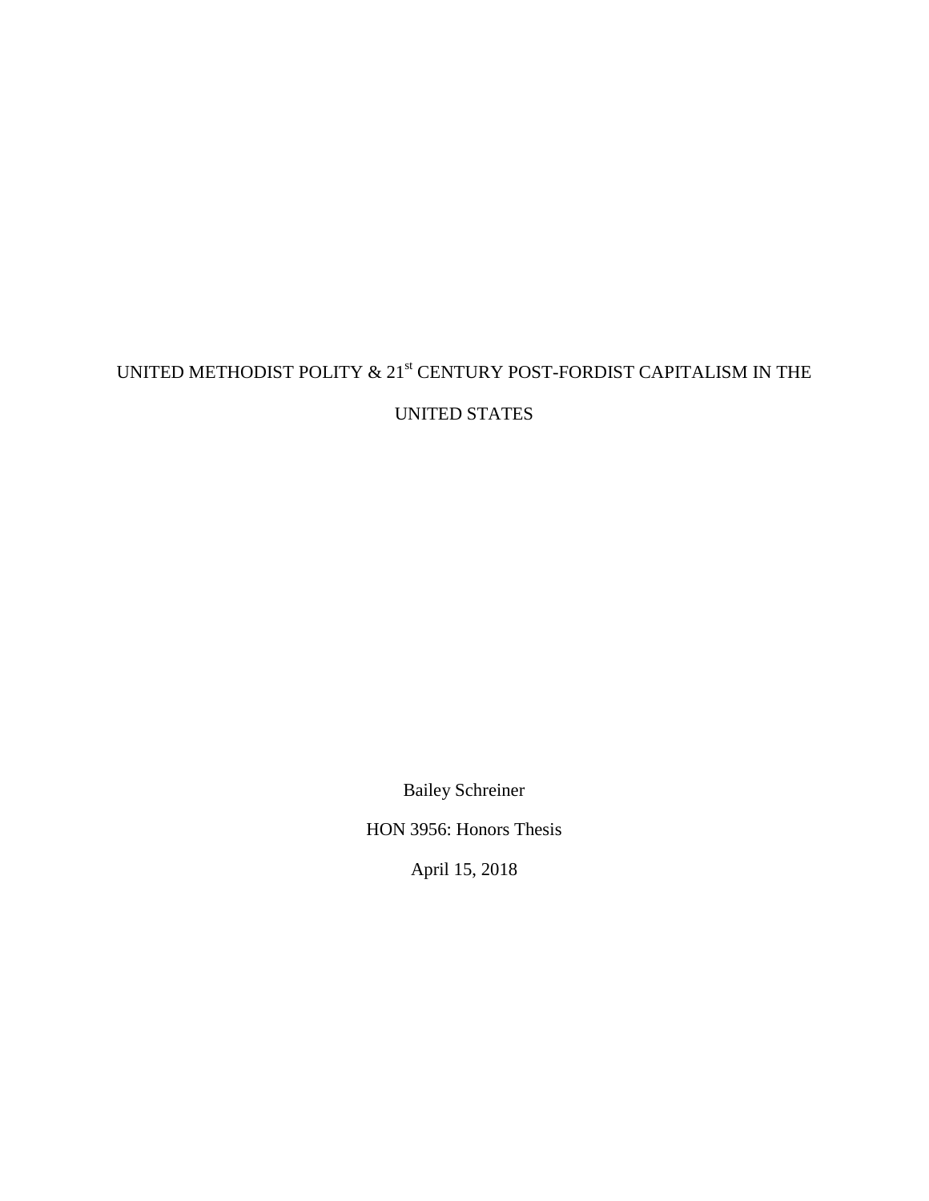# UNITED METHODIST POLITY & 21st CENTURY POST-FORDIST CAPITALISM IN THE UNITED STATES

Bailey Schreiner

HON 3956: Honors Thesis

April 15, 2018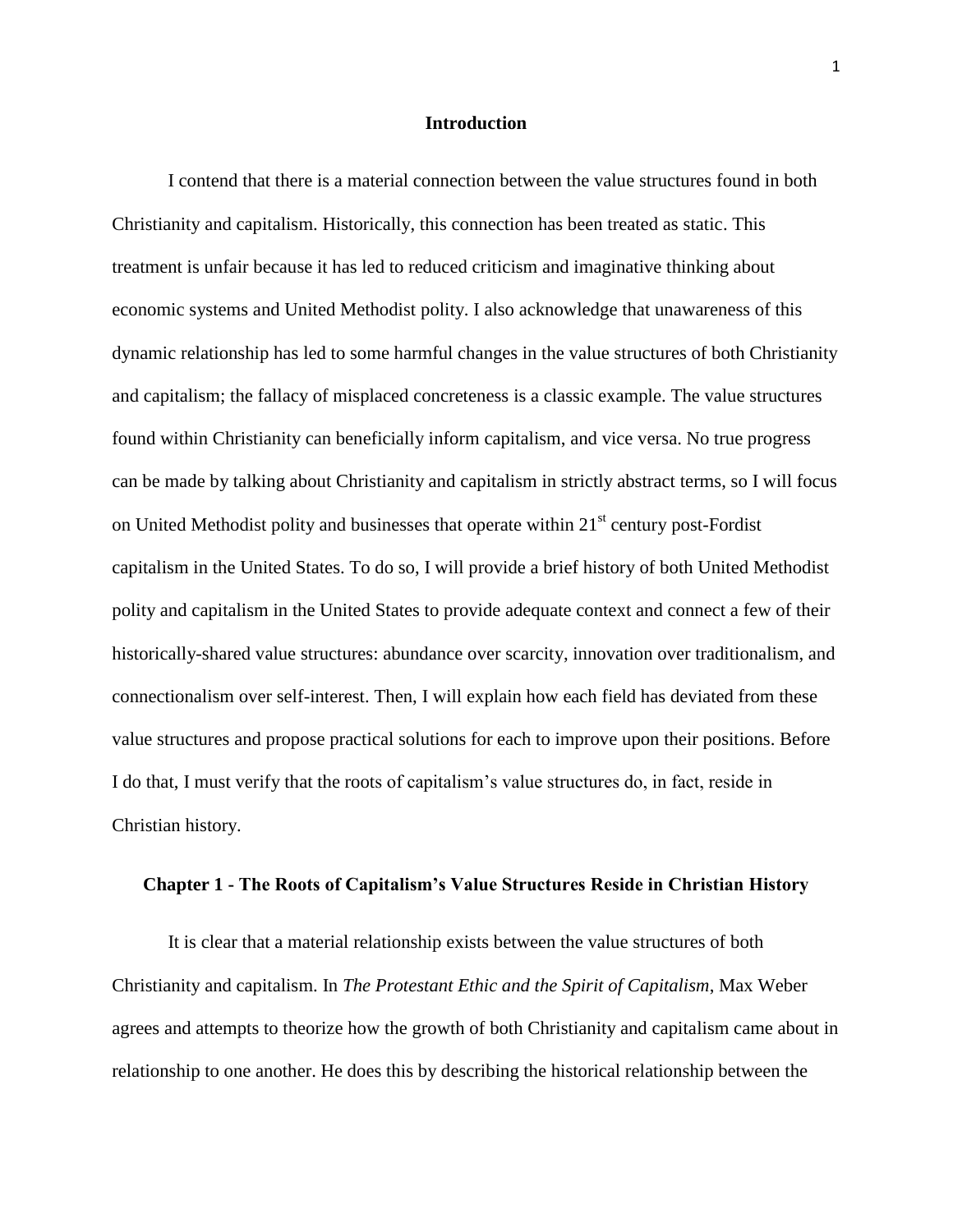## Introduction

I contend that there is a material connection between the value structures found in both Christianity and capitalism. Historically, this connection has been treated as static. This treatment is unfair because it has led to reduced criticism and imaginative thinking about economic systems and United Methodist polity. I also acknowledge that unawareness of this dynamic relationship has led to some harmful changes in the value structures of both Christianity and capitalism; the fallacy of misplaced concreteness is a classic example. The value structures found within Christianity can beneficially inform capitalism, and vice versa. No true progress can be made by talking about Christianity and capitalism in strictly abstract terms, so I will focus on United Methodist polity and businesses that operate within 21st century post-Fordist capitalism in the United States. To do so, I will provide a brief history of both United Methodist polity and capitalism in the United States to provide adequate context and connect a few of their historically-shared value structures: abundance over scarcity, innovation over traditionalism, and connectionalism over self-interest. Then, I will explain how each field has deviated from these value structures and propose practical solutions for each to improve upon their positions. Before I do that, I must verify that the roots of capitalism's value structures do, in fact, reside in Christian history.

## Chapter 1 - The Roots of Capitalism's Value Structures Reside in Christian History

It is clear that a material relationship exists between the value structures of both Christianity and capitalism. In *The Protestant Ethic and the Spirit of Capitalism*, Max Weber agrees and attempts to theorize how the growth of both Christianity and capitalism came about in relationship to one another. He does this by describing the historical relationship between the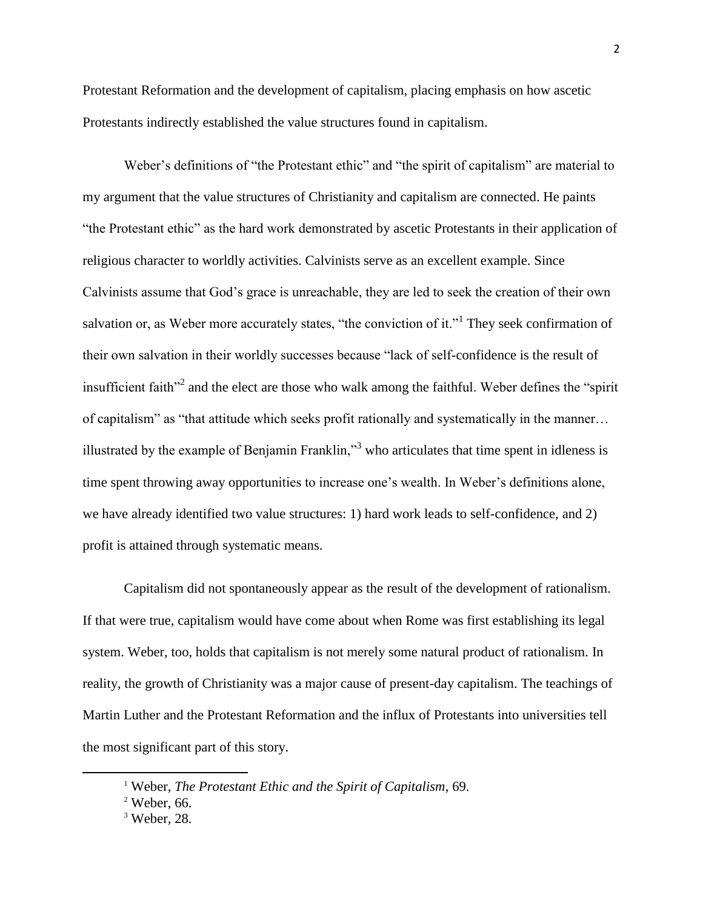Protestant Reformation and the development of capitalism, placing emphasis on how ascetic Protestants indirectly established the value structures found in capitalism.

Weber's definitions of "the Protestant ethic" and "the spirit of capitalism" are material to my argument that the value structures of Christianity and capitalism are connected. He paints "the Protestant ethic" as the hard work demonstrated by ascetic Protestants in their application of religious character to worldly activities. Calvinists serve as an excellent example. Since Calvinists assume that God's grace is unreachable, they are led to seek the creation of their own salvation or, as Weber more accurately states, "the conviction of it."[1] They seek confirmation of their own salvation in their worldly successes because "lack of self-confidence is the result of insufficient faith"[2] and the elect are those who walk among the faithful. Weber defines the "spirit of capitalism" as "that attitude which seeks profit rationally and systematically in the manner… illustrated by the example of Benjamin Franklin,"[3] who articulates that time spent in idleness is time spent throwing away opportunities to increase one's wealth. In Weber's definitions alone, we have already identified two value structures: 1) hard work leads to self-confidence, and 2) profit is attained through systematic means.

Capitalism did not spontaneously appear as the result of the development of rationalism. If that were true, capitalism would have come about when Rome was first establishing its legal system. Weber, too, holds that capitalism is not merely some natural product of rationalism. In reality, the growth of Christianity was a major cause of present-day capitalism. The teachings of Martin Luther and the Protestant Reformation and the influx of Protestants into universities tell the most significant part of this story.

---

[1] Weber, *The Protestant Ethic and the Spirit of Capitalism*, 69.

[2] Weber, 66.

[3] Weber, 28.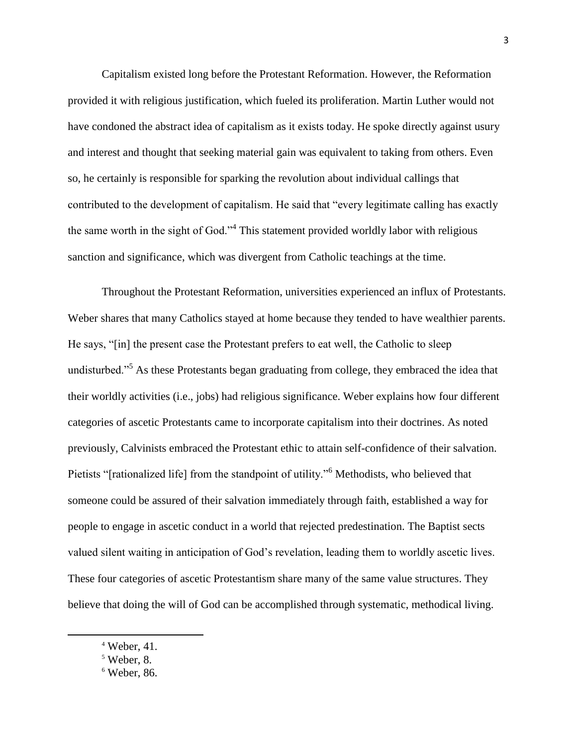Capitalism existed long before the Protestant Reformation. However, the Reformation provided it with religious justification, which fueled its proliferation. Martin Luther would not have condoned the abstract idea of capitalism as it exists today. He spoke directly against usury and interest and thought that seeking material gain was equivalent to taking from others. Even so, he certainly is responsible for sparking the revolution about individual callings that contributed to the development of capitalism. He said that "every legitimate calling has exactly the same worth in the sight of God."[4] This statement provided worldly labor with religious sanction and significance, which was divergent from Catholic teachings at the time.

Throughout the Protestant Reformation, universities experienced an influx of Protestants. Weber shares that many Catholics stayed at home because they tended to have wealthier parents. He says, "[in] the present case the Protestant prefers to eat well, the Catholic to sleep undisturbed."[5] As these Protestants began graduating from college, they embraced the idea that their worldly activities (i.e., jobs) had religious significance. Weber explains how four different categories of ascetic Protestants came to incorporate capitalism into their doctrines. As noted previously, Calvinists embraced the Protestant ethic to attain self-confidence of their salvation. Pietists "[rationalized life] from the standpoint of utility."[6] Methodists, who believed that someone could be assured of their salvation immediately through faith, established a way for people to engage in ascetic conduct in a world that rejected predestination. The Baptist sects valued silent waiting in anticipation of God's revelation, leading them to worldly ascetic lives. These four categories of ascetic Protestantism share many of the same value structures. They believe that doing the will of God can be accomplished through systematic, methodical living.

---

[4] Weber, 41.

[5] Weber, 8.

[6] Weber, 86.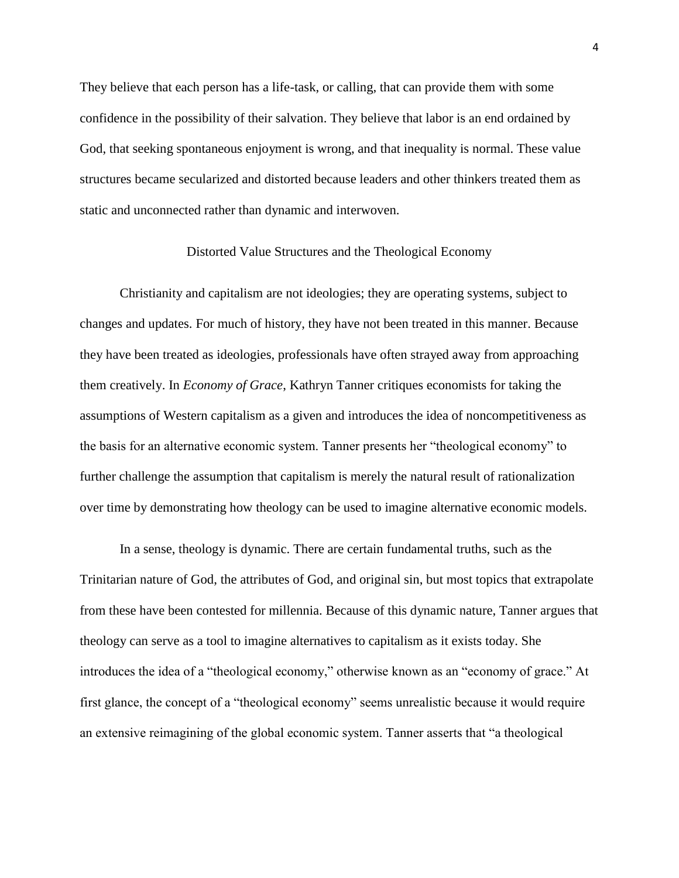They believe that each person has a life-task, or calling, that can provide them with some confidence in the possibility of their salvation. They believe that labor is an end ordained by God, that seeking spontaneous enjoyment is wrong, and that inequality is normal. These value structures became secularized and distorted because leaders and other thinkers treated them as static and unconnected rather than dynamic and interwoven.

## Distorted Value Structures and the Theological Economy

Christianity and capitalism are not ideologies; they are operating systems, subject to changes and updates. For much of history, they have not been treated in this manner. Because they have been treated as ideologies, professionals have often strayed away from approaching them creatively. In *Economy of Grace*, Kathryn Tanner critiques economists for taking the assumptions of Western capitalism as a given and introduces the idea of noncompetitiveness as the basis for an alternative economic system. Tanner presents her "theological economy" to further challenge the assumption that capitalism is merely the natural result of rationalization over time by demonstrating how theology can be used to imagine alternative economic models.

In a sense, theology is dynamic. There are certain fundamental truths, such as the Trinitarian nature of God, the attributes of God, and original sin, but most topics that extrapolate from these have been contested for millennia. Because of this dynamic nature, Tanner argues that theology can serve as a tool to imagine alternatives to capitalism as it exists today. She introduces the idea of a "theological economy," otherwise known as an "economy of grace." At first glance, the concept of a "theological economy" seems unrealistic because it would require an extensive reimagining of the global economic system. Tanner asserts that "a theological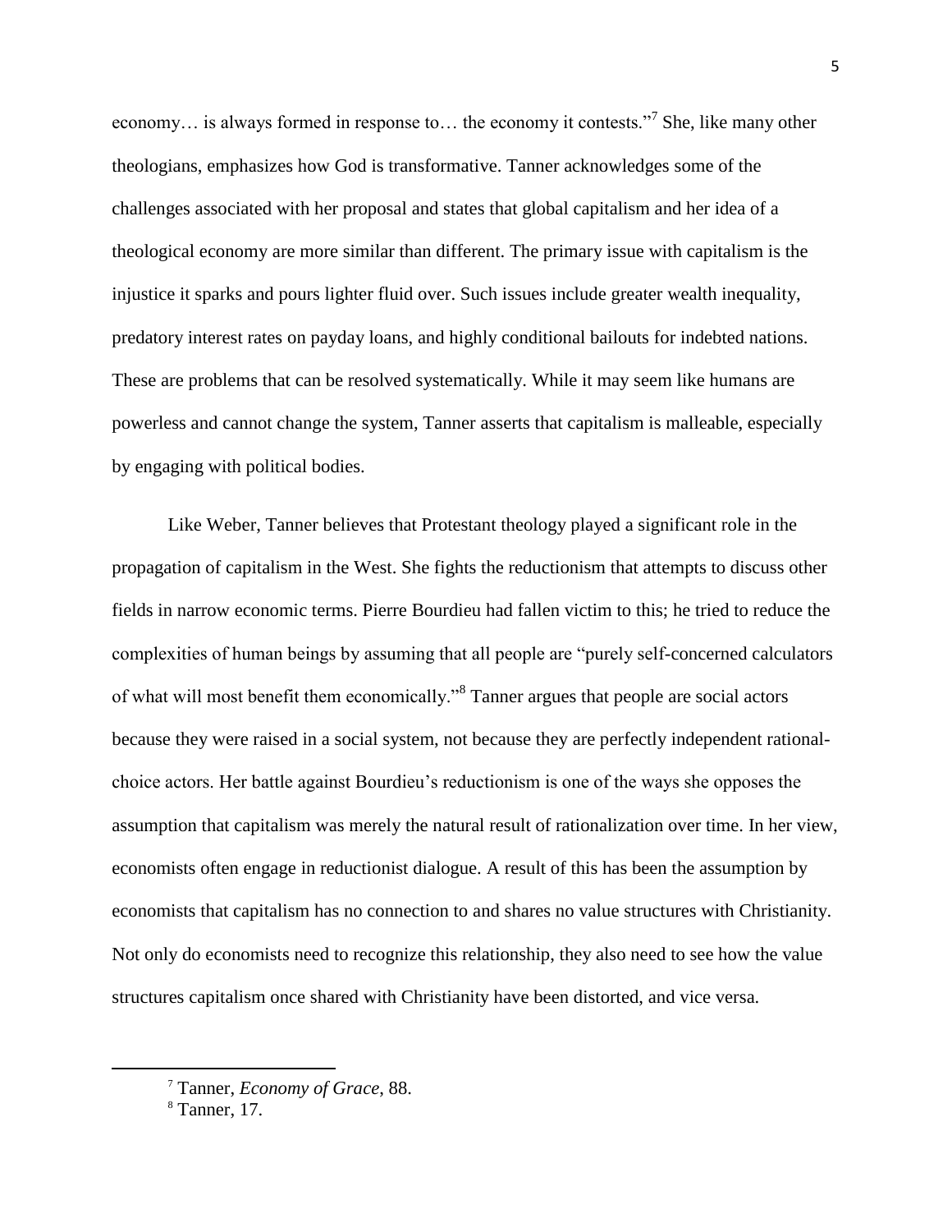economy… is always formed in response to… the economy it contests."[7] She, like many other theologians, emphasizes how God is transformative. Tanner acknowledges some of the challenges associated with her proposal and states that global capitalism and her idea of a theological economy are more similar than different. The primary issue with capitalism is the injustice it sparks and pours lighter fluid over. Such issues include greater wealth inequality, predatory interest rates on payday loans, and highly conditional bailouts for indebted nations. These are problems that can be resolved systematically. While it may seem like humans are powerless and cannot change the system, Tanner asserts that capitalism is malleable, especially by engaging with political bodies.

Like Weber, Tanner believes that Protestant theology played a significant role in the propagation of capitalism in the West. She fights the reductionism that attempts to discuss other fields in narrow economic terms. Pierre Bourdieu had fallen victim to this; he tried to reduce the complexities of human beings by assuming that all people are "purely self-concerned calculators of what will most benefit them economically."[8] Tanner argues that people are social actors because they were raised in a social system, not because they are perfectly independent rational-choice actors. Her battle against Bourdieu's reductionism is one of the ways she opposes the assumption that capitalism was merely the natural result of rationalization over time. In her view, economists often engage in reductionist dialogue. A result of this has been the assumption by economists that capitalism has no connection to and shares no value structures with Christianity. Not only do economists need to recognize this relationship, they also need to see how the value structures capitalism once shared with Christianity have been distorted, and vice versa.

---

[7] Tanner, *Economy of Grace*, 88.

[8] Tanner, 17.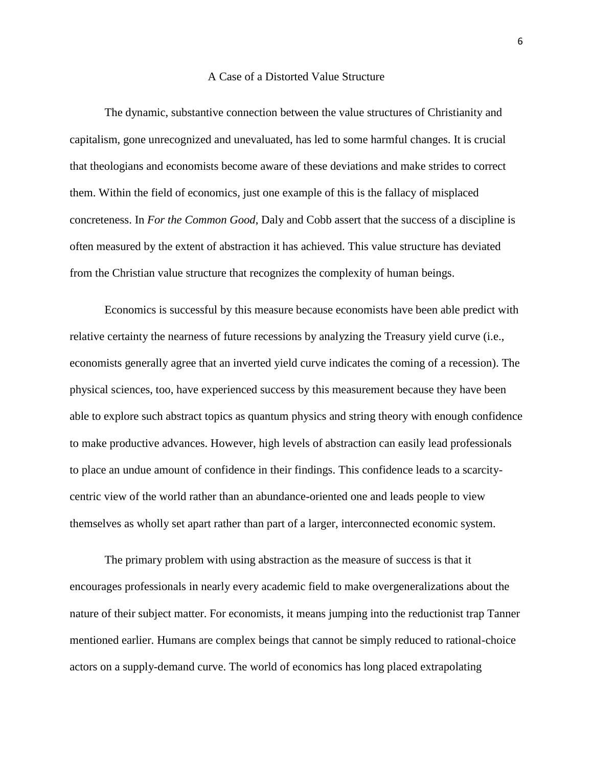## A Case of a Distorted Value Structure

The dynamic, substantive connection between the value structures of Christianity and capitalism, gone unrecognized and unevaluated, has led to some harmful changes. It is crucial that theologians and economists become aware of these deviations and make strides to correct them. Within the field of economics, just one example of this is the fallacy of misplaced concreteness. In *For the Common Good*, Daly and Cobb assert that the success of a discipline is often measured by the extent of abstraction it has achieved. This value structure has deviated from the Christian value structure that recognizes the complexity of human beings.

Economics is successful by this measure because economists have been able predict with relative certainty the nearness of future recessions by analyzing the Treasury yield curve (i.e., economists generally agree that an inverted yield curve indicates the coming of a recession). The physical sciences, too, have experienced success by this measurement because they have been able to explore such abstract topics as quantum physics and string theory with enough confidence to make productive advances. However, high levels of abstraction can easily lead professionals to place an undue amount of confidence in their findings. This confidence leads to a scarcity-centric view of the world rather than an abundance-oriented one and leads people to view themselves as wholly set apart rather than part of a larger, interconnected economic system.

The primary problem with using abstraction as the measure of success is that it encourages professionals in nearly every academic field to make overgeneralizations about the nature of their subject matter. For economists, it means jumping into the reductionist trap Tanner mentioned earlier. Humans are complex beings that cannot be simply reduced to rational-choice actors on a supply-demand curve. The world of economics has long placed extrapolating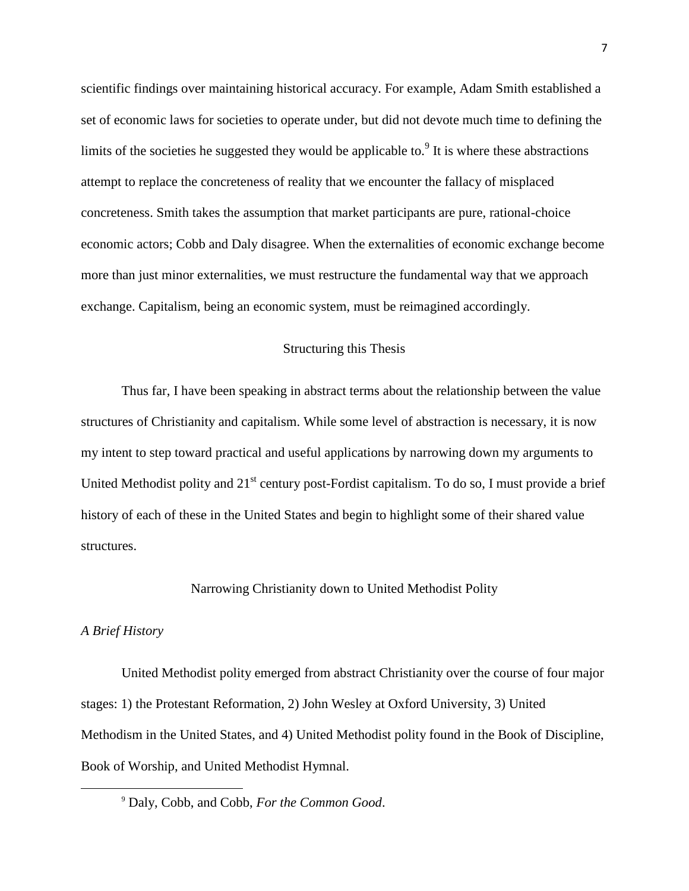scientific findings over maintaining historical accuracy. For example, Adam Smith established a set of economic laws for societies to operate under, but did not devote much time to defining the limits of the societies he suggested they would be applicable to.[9] It is where these abstractions attempt to replace the concreteness of reality that we encounter the fallacy of misplaced concreteness. Smith takes the assumption that market participants are pure, rational-choice economic actors; Cobb and Daly disagree. When the externalities of economic exchange become more than just minor externalities, we must restructure the fundamental way that we approach exchange. Capitalism, being an economic system, must be reimagined accordingly.

## Structuring this Thesis

Thus far, I have been speaking in abstract terms about the relationship between the value structures of Christianity and capitalism. While some level of abstraction is necessary, it is now my intent to step toward practical and useful applications by narrowing down my arguments to United Methodist polity and 21st century post-Fordist capitalism. To do so, I must provide a brief history of each of these in the United States and begin to highlight some of their shared value structures.

## Narrowing Christianity down to United Methodist Polity

### *A Brief History*

United Methodist polity emerged from abstract Christianity over the course of four major stages: 1) the Protestant Reformation, 2) John Wesley at Oxford University, 3) United Methodism in the United States, and 4) United Methodist polity found in the Book of Discipline, Book of Worship, and United Methodist Hymnal.

---

[9] Daly, Cobb, and Cobb, *For the Common Good*.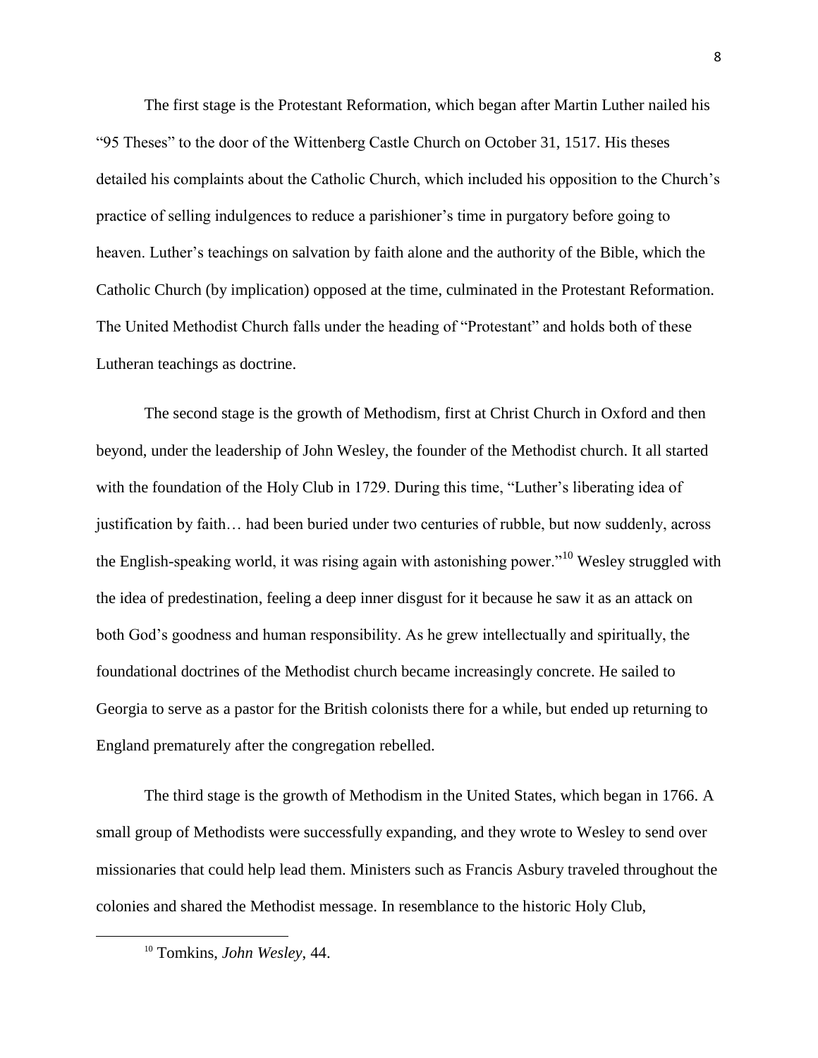The first stage is the Protestant Reformation, which began after Martin Luther nailed his "95 Theses" to the door of the Wittenberg Castle Church on October 31, 1517. His theses detailed his complaints about the Catholic Church, which included his opposition to the Church's practice of selling indulgences to reduce a parishioner's time in purgatory before going to heaven. Luther's teachings on salvation by faith alone and the authority of the Bible, which the Catholic Church (by implication) opposed at the time, culminated in the Protestant Reformation. The United Methodist Church falls under the heading of "Protestant" and holds both of these Lutheran teachings as doctrine.

The second stage is the growth of Methodism, first at Christ Church in Oxford and then beyond, under the leadership of John Wesley, the founder of the Methodist church. It all started with the foundation of the Holy Club in 1729. During this time, "Luther's liberating idea of justification by faith… had been buried under two centuries of rubble, but now suddenly, across the English-speaking world, it was rising again with astonishing power."[10] Wesley struggled with the idea of predestination, feeling a deep inner disgust for it because he saw it as an attack on both God's goodness and human responsibility. As he grew intellectually and spiritually, the foundational doctrines of the Methodist church became increasingly concrete. He sailed to Georgia to serve as a pastor for the British colonists there for a while, but ended up returning to England prematurely after the congregation rebelled.

The third stage is the growth of Methodism in the United States, which began in 1766. A small group of Methodists were successfully expanding, and they wrote to Wesley to send over missionaries that could help lead them. Ministers such as Francis Asbury traveled throughout the colonies and shared the Methodist message. In resemblance to the historic Holy Club,

[10] Tomkins, *John Wesley*, 44.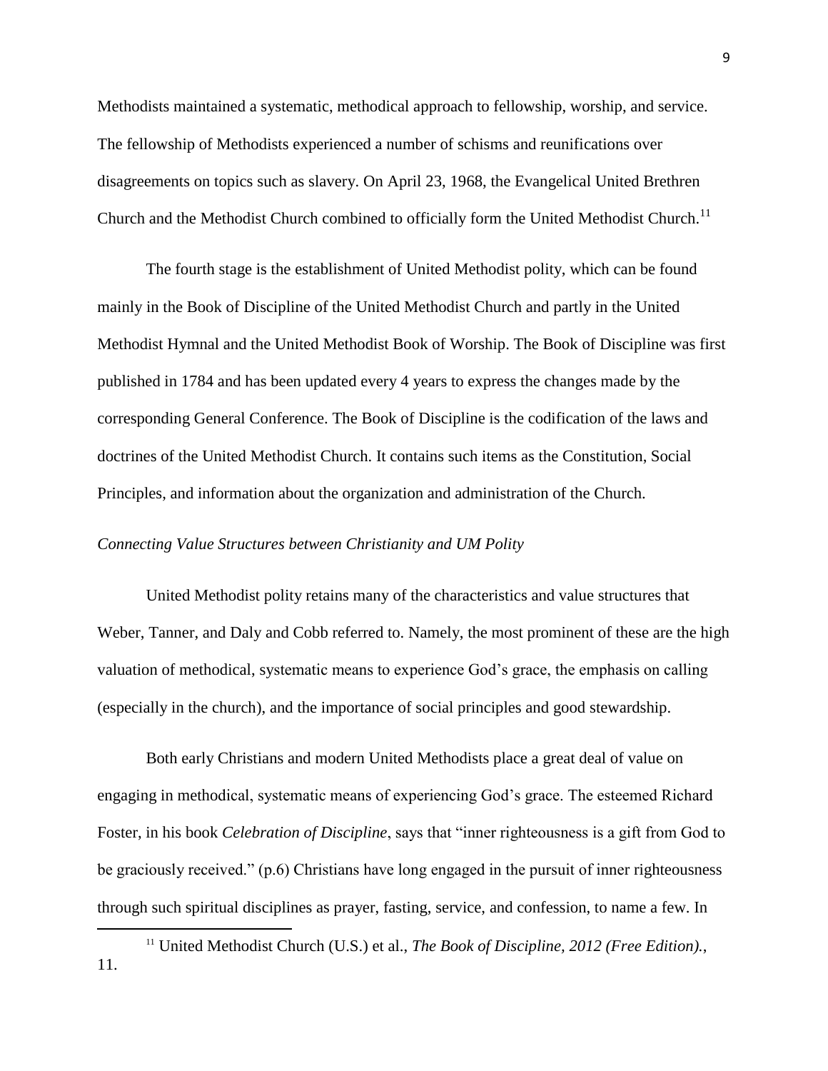Methodists maintained a systematic, methodical approach to fellowship, worship, and service. The fellowship of Methodists experienced a number of schisms and reunifications over disagreements on topics such as slavery. On April 23, 1968, the Evangelical United Brethren Church and the Methodist Church combined to officially form the United Methodist Church.[11]

The fourth stage is the establishment of United Methodist polity, which can be found mainly in the Book of Discipline of the United Methodist Church and partly in the United Methodist Hymnal and the United Methodist Book of Worship. The Book of Discipline was first published in 1784 and has been updated every 4 years to express the changes made by the corresponding General Conference. The Book of Discipline is the codification of the laws and doctrines of the United Methodist Church. It contains such items as the Constitution, Social Principles, and information about the organization and administration of the Church.

*Connecting Value Structures between Christianity and UM Polity*

United Methodist polity retains many of the characteristics and value structures that Weber, Tanner, and Daly and Cobb referred to. Namely, the most prominent of these are the high valuation of methodical, systematic means to experience God's grace, the emphasis on calling (especially in the church), and the importance of social principles and good stewardship.

Both early Christians and modern United Methodists place a great deal of value on engaging in methodical, systematic means of experiencing God's grace. The esteemed Richard Foster, in his book *Celebration of Discipline*, says that "inner righteousness is a gift from God to be graciously received." (p.6) Christians have long engaged in the pursuit of inner righteousness through such spiritual disciplines as prayer, fasting, service, and confession, to name a few. In

[11] United Methodist Church (U.S.) et al., *The Book of Discipline, 2012 (Free Edition).*, 11.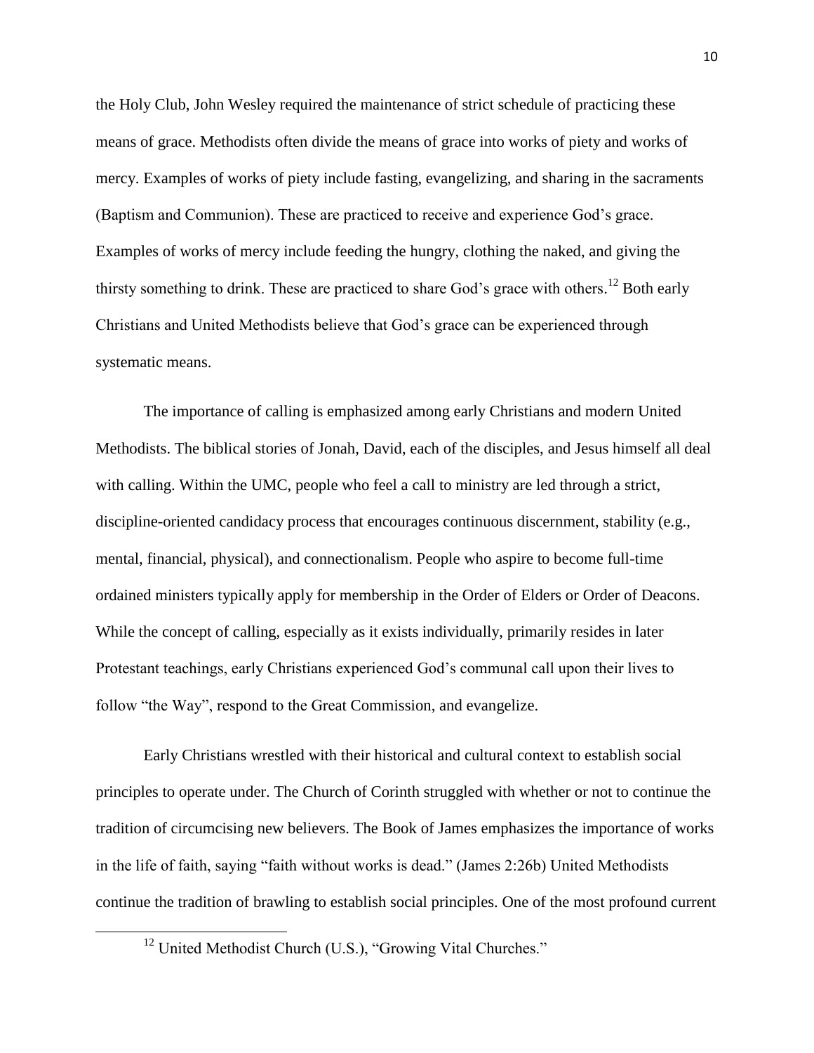the Holy Club, John Wesley required the maintenance of strict schedule of practicing these means of grace. Methodists often divide the means of grace into works of piety and works of mercy. Examples of works of piety include fasting, evangelizing, and sharing in the sacraments (Baptism and Communion). These are practiced to receive and experience God's grace. Examples of works of mercy include feeding the hungry, clothing the naked, and giving the thirsty something to drink. These are practiced to share God's grace with others.[12] Both early Christians and United Methodists believe that God's grace can be experienced through systematic means.

The importance of calling is emphasized among early Christians and modern United Methodists. The biblical stories of Jonah, David, each of the disciples, and Jesus himself all deal with calling. Within the UMC, people who feel a call to ministry are led through a strict, discipline-oriented candidacy process that encourages continuous discernment, stability (e.g., mental, financial, physical), and connectionalism. People who aspire to become full-time ordained ministers typically apply for membership in the Order of Elders or Order of Deacons. While the concept of calling, especially as it exists individually, primarily resides in later Protestant teachings, early Christians experienced God's communal call upon their lives to follow "the Way", respond to the Great Commission, and evangelize.

Early Christians wrestled with their historical and cultural context to establish social principles to operate under. The Church of Corinth struggled with whether or not to continue the tradition of circumcising new believers. The Book of James emphasizes the importance of works in the life of faith, saying "faith without works is dead." (James 2:26b) United Methodists continue the tradition of brawling to establish social principles. One of the most profound current

[12] United Methodist Church (U.S.), "Growing Vital Churches."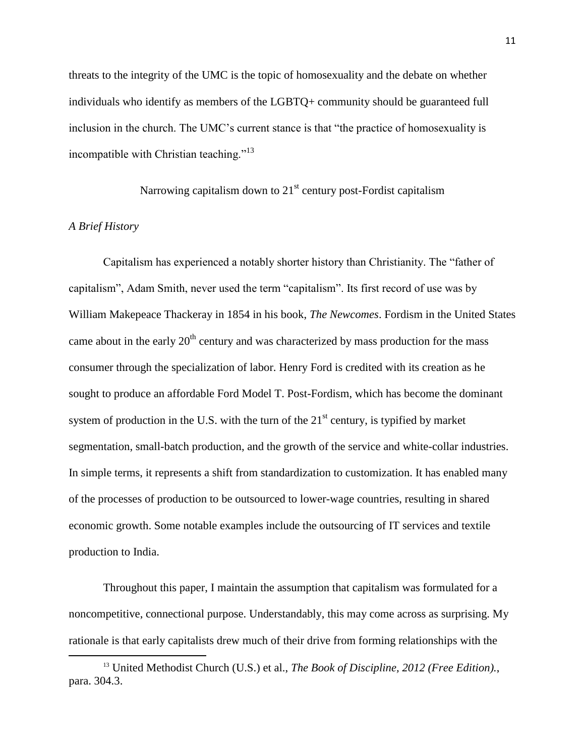threats to the integrity of the UMC is the topic of homosexuality and the debate on whether individuals who identify as members of the LGBTQ+ community should be guaranteed full inclusion in the church. The UMC's current stance is that "the practice of homosexuality is incompatible with Christian teaching."[13]

## Narrowing capitalism down to 21st century post-Fordist capitalism

### *A Brief History*

Capitalism has experienced a notably shorter history than Christianity. The "father of capitalism", Adam Smith, never used the term "capitalism". Its first record of use was by William Makepeace Thackeray in 1854 in his book, *The Newcomes*. Fordism in the United States came about in the early 20th century and was characterized by mass production for the mass consumer through the specialization of labor. Henry Ford is credited with its creation as he sought to produce an affordable Ford Model T. Post-Fordism, which has become the dominant system of production in the U.S. with the turn of the 21st century, is typified by market segmentation, small-batch production, and the growth of the service and white-collar industries. In simple terms, it represents a shift from standardization to customization. It has enabled many of the processes of production to be outsourced to lower-wage countries, resulting in shared economic growth. Some notable examples include the outsourcing of IT services and textile production to India.

Throughout this paper, I maintain the assumption that capitalism was formulated for a noncompetitive, connectional purpose. Understandably, this may come across as surprising. My rationale is that early capitalists drew much of their drive from forming relationships with the

---

[13] United Methodist Church (U.S.) et al., *The Book of Discipline, 2012 (Free Edition).*, para. 304.3.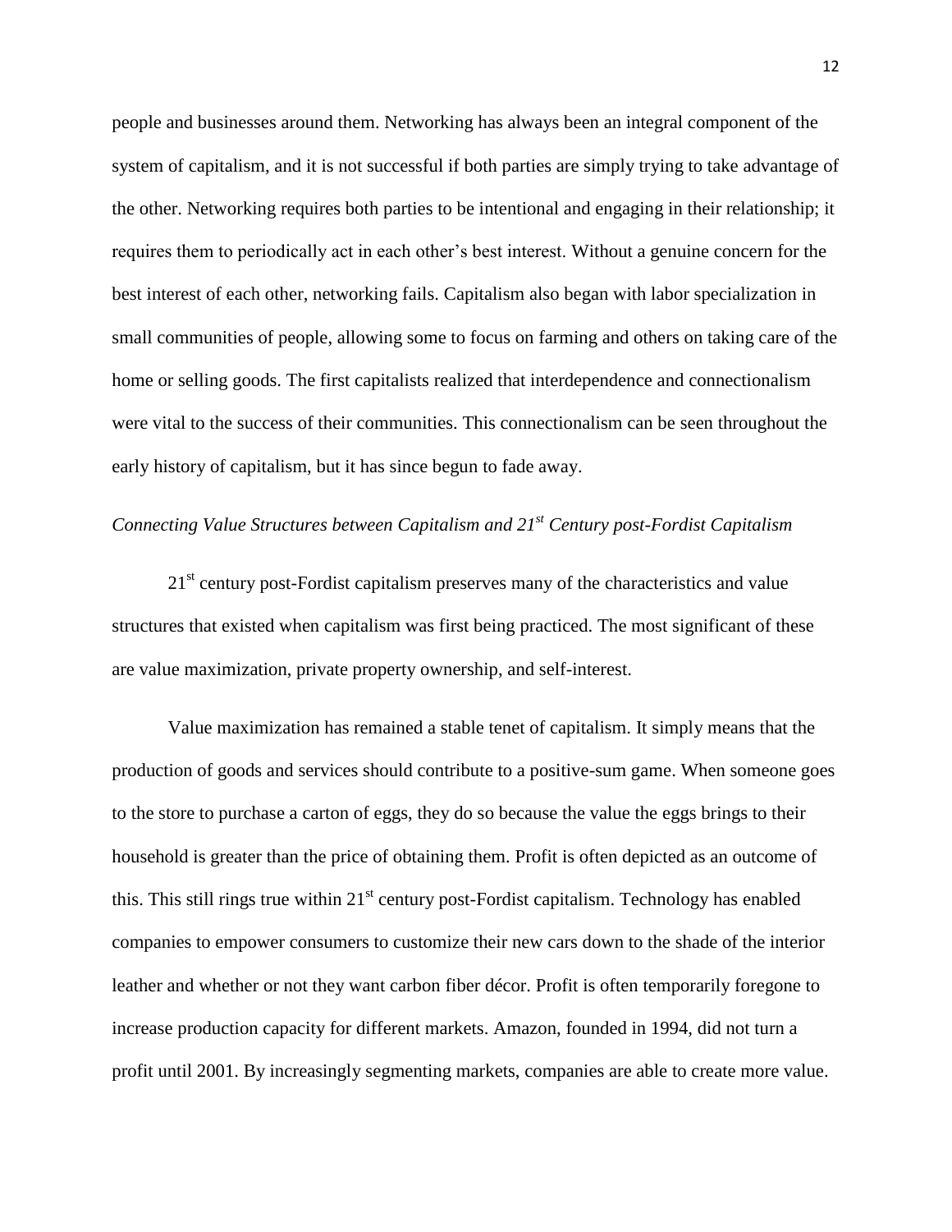people and businesses around them. Networking has always been an integral component of the system of capitalism, and it is not successful if both parties are simply trying to take advantage of the other. Networking requires both parties to be intentional and engaging in their relationship; it requires them to periodically act in each other's best interest. Without a genuine concern for the best interest of each other, networking fails. Capitalism also began with labor specialization in small communities of people, allowing some to focus on farming and others on taking care of the home or selling goods. The first capitalists realized that interdependence and connectionalism were vital to the success of their communities. This connectionalism can be seen throughout the early history of capitalism, but it has since begun to fade away.

*Connecting Value Structures between Capitalism and 21st Century post-Fordist Capitalism*

21st century post-Fordist capitalism preserves many of the characteristics and value structures that existed when capitalism was first being practiced. The most significant of these are value maximization, private property ownership, and self-interest.

Value maximization has remained a stable tenet of capitalism. It simply means that the production of goods and services should contribute to a positive-sum game. When someone goes to the store to purchase a carton of eggs, they do so because the value the eggs brings to their household is greater than the price of obtaining them. Profit is often depicted as an outcome of this. This still rings true within 21st century post-Fordist capitalism. Technology has enabled companies to empower consumers to customize their new cars down to the shade of the interior leather and whether or not they want carbon fiber décor. Profit is often temporarily foregone to increase production capacity for different markets. Amazon, founded in 1994, did not turn a profit until 2001. By increasingly segmenting markets, companies are able to create more value.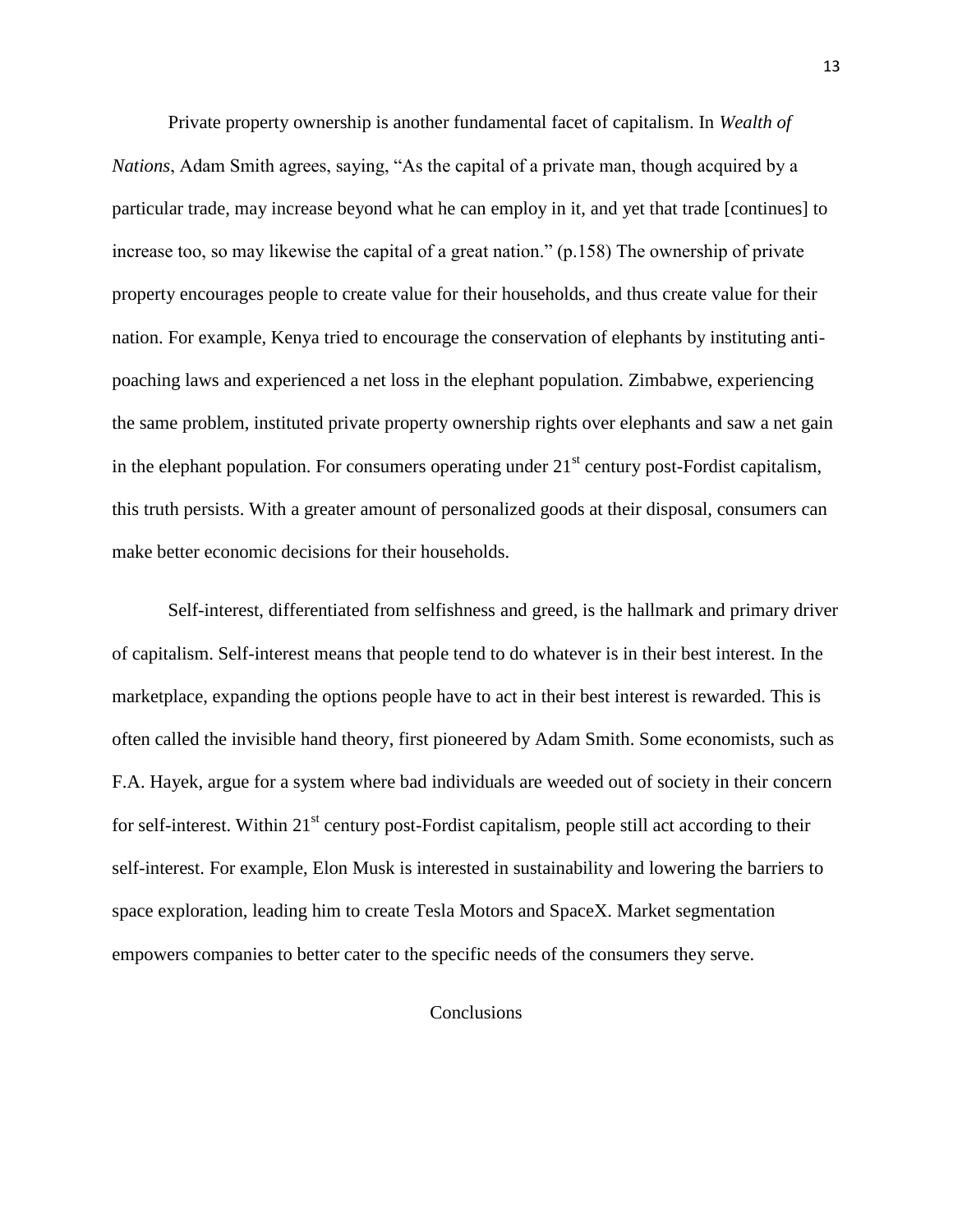Private property ownership is another fundamental facet of capitalism. In *Wealth of Nations*, Adam Smith agrees, saying, "As the capital of a private man, though acquired by a particular trade, may increase beyond what he can employ in it, and yet that trade [continues] to increase too, so may likewise the capital of a great nation." (p.158) The ownership of private property encourages people to create value for their households, and thus create value for their nation. For example, Kenya tried to encourage the conservation of elephants by instituting anti-poaching laws and experienced a net loss in the elephant population. Zimbabwe, experiencing the same problem, instituted private property ownership rights over elephants and saw a net gain in the elephant population. For consumers operating under 21st century post-Fordist capitalism, this truth persists. With a greater amount of personalized goods at their disposal, consumers can make better economic decisions for their households.

Self-interest, differentiated from selfishness and greed, is the hallmark and primary driver of capitalism. Self-interest means that people tend to do whatever is in their best interest. In the marketplace, expanding the options people have to act in their best interest is rewarded. This is often called the invisible hand theory, first pioneered by Adam Smith. Some economists, such as F.A. Hayek, argue for a system where bad individuals are weeded out of society in their concern for self-interest. Within 21st century post-Fordist capitalism, people still act according to their self-interest. For example, Elon Musk is interested in sustainability and lowering the barriers to space exploration, leading him to create Tesla Motors and SpaceX. Market segmentation empowers companies to better cater to the specific needs of the consumers they serve.

## Conclusions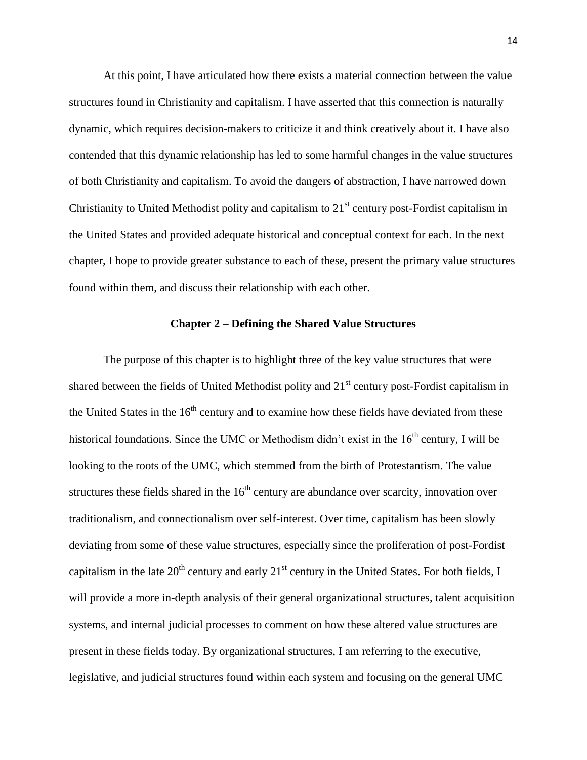At this point, I have articulated how there exists a material connection between the value structures found in Christianity and capitalism. I have asserted that this connection is naturally dynamic, which requires decision-makers to criticize it and think creatively about it. I have also contended that this dynamic relationship has led to some harmful changes in the value structures of both Christianity and capitalism. To avoid the dangers of abstraction, I have narrowed down Christianity to United Methodist polity and capitalism to 21st century post-Fordist capitalism in the United States and provided adequate historical and conceptual context for each. In the next chapter, I hope to provide greater substance to each of these, present the primary value structures found within them, and discuss their relationship with each other.

## Chapter 2 – Defining the Shared Value Structures

The purpose of this chapter is to highlight three of the key value structures that were shared between the fields of United Methodist polity and 21st century post-Fordist capitalism in the United States in the 16th century and to examine how these fields have deviated from these historical foundations. Since the UMC or Methodism didn't exist in the 16th century, I will be looking to the roots of the UMC, which stemmed from the birth of Protestantism. The value structures these fields shared in the 16th century are abundance over scarcity, innovation over traditionalism, and connectionalism over self-interest. Over time, capitalism has been slowly deviating from some of these value structures, especially since the proliferation of post-Fordist capitalism in the late 20th century and early 21st century in the United States. For both fields, I will provide a more in-depth analysis of their general organizational structures, talent acquisition systems, and internal judicial processes to comment on how these altered value structures are present in these fields today. By organizational structures, I am referring to the executive, legislative, and judicial structures found within each system and focusing on the general UMC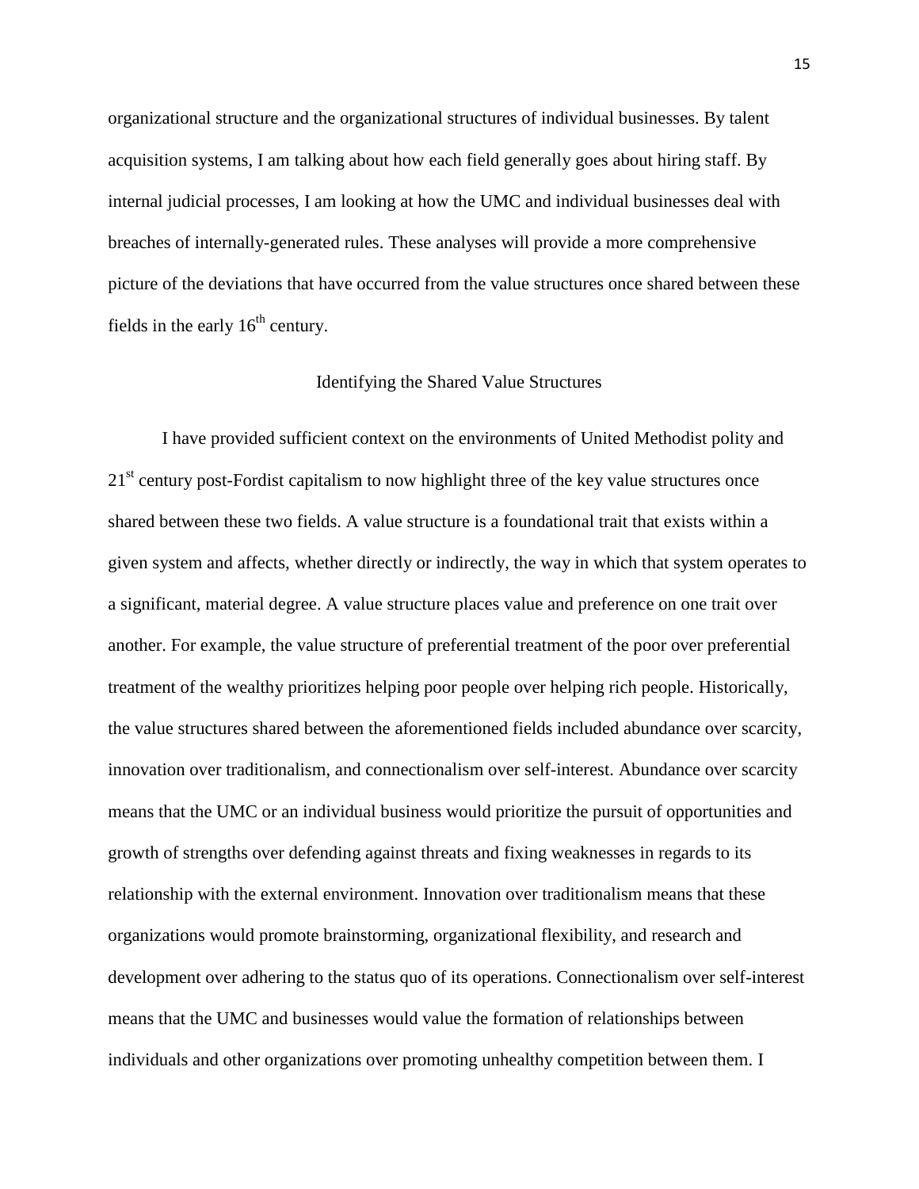organizational structure and the organizational structures of individual businesses. By talent acquisition systems, I am talking about how each field generally goes about hiring staff. By internal judicial processes, I am looking at how the UMC and individual businesses deal with breaches of internally-generated rules. These analyses will provide a more comprehensive picture of the deviations that have occurred from the value structures once shared between these fields in the early 16th century.

## Identifying the Shared Value Structures

I have provided sufficient context on the environments of United Methodist polity and 21st century post-Fordist capitalism to now highlight three of the key value structures once shared between these two fields. A value structure is a foundational trait that exists within a given system and affects, whether directly or indirectly, the way in which that system operates to a significant, material degree. A value structure places value and preference on one trait over another. For example, the value structure of preferential treatment of the poor over preferential treatment of the wealthy prioritizes helping poor people over helping rich people. Historically, the value structures shared between the aforementioned fields included abundance over scarcity, innovation over traditionalism, and connectionalism over self-interest. Abundance over scarcity means that the UMC or an individual business would prioritize the pursuit of opportunities and growth of strengths over defending against threats and fixing weaknesses in regards to its relationship with the external environment. Innovation over traditionalism means that these organizations would promote brainstorming, organizational flexibility, and research and development over adhering to the status quo of its operations. Connectionalism over self-interest means that the UMC and businesses would value the formation of relationships between individuals and other organizations over promoting unhealthy competition between them. I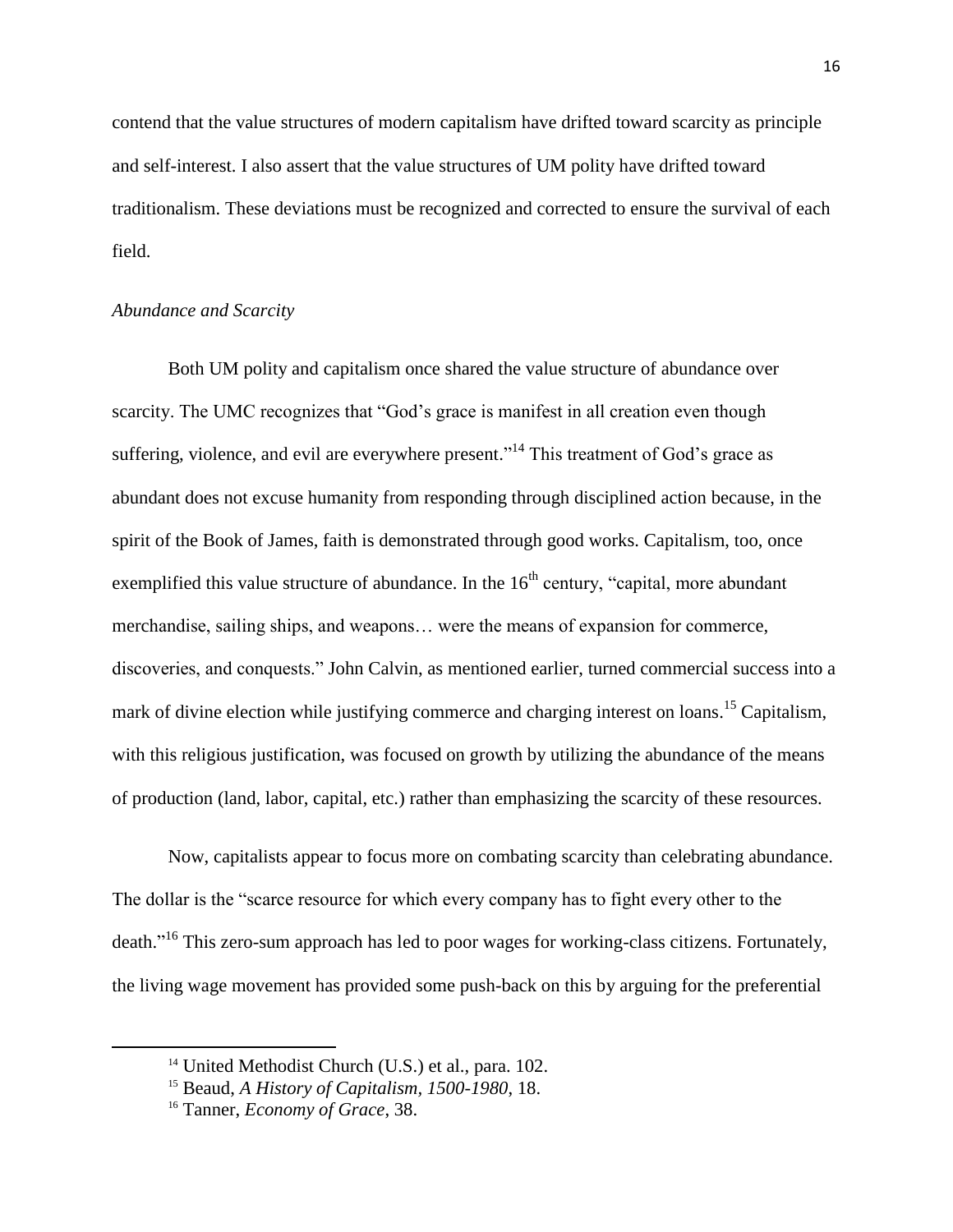contend that the value structures of modern capitalism have drifted toward scarcity as principle and self-interest. I also assert that the value structures of UM polity have drifted toward traditionalism. These deviations must be recognized and corrected to ensure the survival of each field.

*Abundance and Scarcity*

Both UM polity and capitalism once shared the value structure of abundance over scarcity. The UMC recognizes that "God's grace is manifest in all creation even though suffering, violence, and evil are everywhere present."[14] This treatment of God's grace as abundant does not excuse humanity from responding through disciplined action because, in the spirit of the Book of James, faith is demonstrated through good works. Capitalism, too, once exemplified this value structure of abundance. In the 16th century, "capital, more abundant merchandise, sailing ships, and weapons… were the means of expansion for commerce, discoveries, and conquests." John Calvin, as mentioned earlier, turned commercial success into a mark of divine election while justifying commerce and charging interest on loans.[15] Capitalism, with this religious justification, was focused on growth by utilizing the abundance of the means of production (land, labor, capital, etc.) rather than emphasizing the scarcity of these resources.

Now, capitalists appear to focus more on combating scarcity than celebrating abundance. The dollar is the "scarce resource for which every company has to fight every other to the death."[16] This zero-sum approach has led to poor wages for working-class citizens. Fortunately, the living wage movement has provided some push-back on this by arguing for the preferential

---

[14] United Methodist Church (U.S.) et al., para. 102.

[15] Beaud, *A History of Capitalism, 1500-1980*, 18.

[16] Tanner, *Economy of Grace*, 38.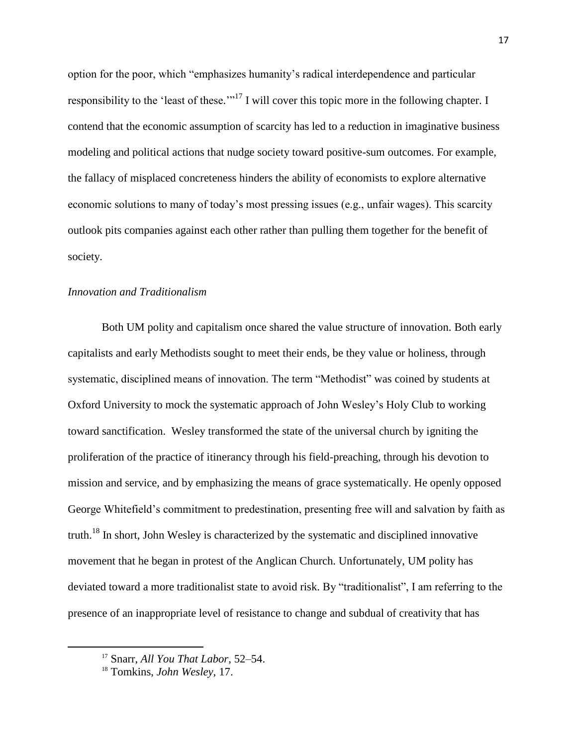option for the poor, which "emphasizes humanity's radical interdependence and particular responsibility to the 'least of these.'"[17] I will cover this topic more in the following chapter. I contend that the economic assumption of scarcity has led to a reduction in imaginative business modeling and political actions that nudge society toward positive-sum outcomes. For example, the fallacy of misplaced concreteness hinders the ability of economists to explore alternative economic solutions to many of today's most pressing issues (e.g., unfair wages). This scarcity outlook pits companies against each other rather than pulling them together for the benefit of society.

*Innovation and Traditionalism*

Both UM polity and capitalism once shared the value structure of innovation. Both early capitalists and early Methodists sought to meet their ends, be they value or holiness, through systematic, disciplined means of innovation. The term "Methodist" was coined by students at Oxford University to mock the systematic approach of John Wesley's Holy Club to working toward sanctification. Wesley transformed the state of the universal church by igniting the proliferation of the practice of itinerancy through his field-preaching, through his devotion to mission and service, and by emphasizing the means of grace systematically. He openly opposed George Whitefield's commitment to predestination, presenting free will and salvation by faith as truth.[18] In short, John Wesley is characterized by the systematic and disciplined innovative movement that he began in protest of the Anglican Church. Unfortunately, UM polity has deviated toward a more traditionalist state to avoid risk. By "traditionalist", I am referring to the presence of an inappropriate level of resistance to change and subdual of creativity that has

---

[17] Snarr, *All You That Labor*, 52–54.

[18] Tomkins, *John Wesley*, 17.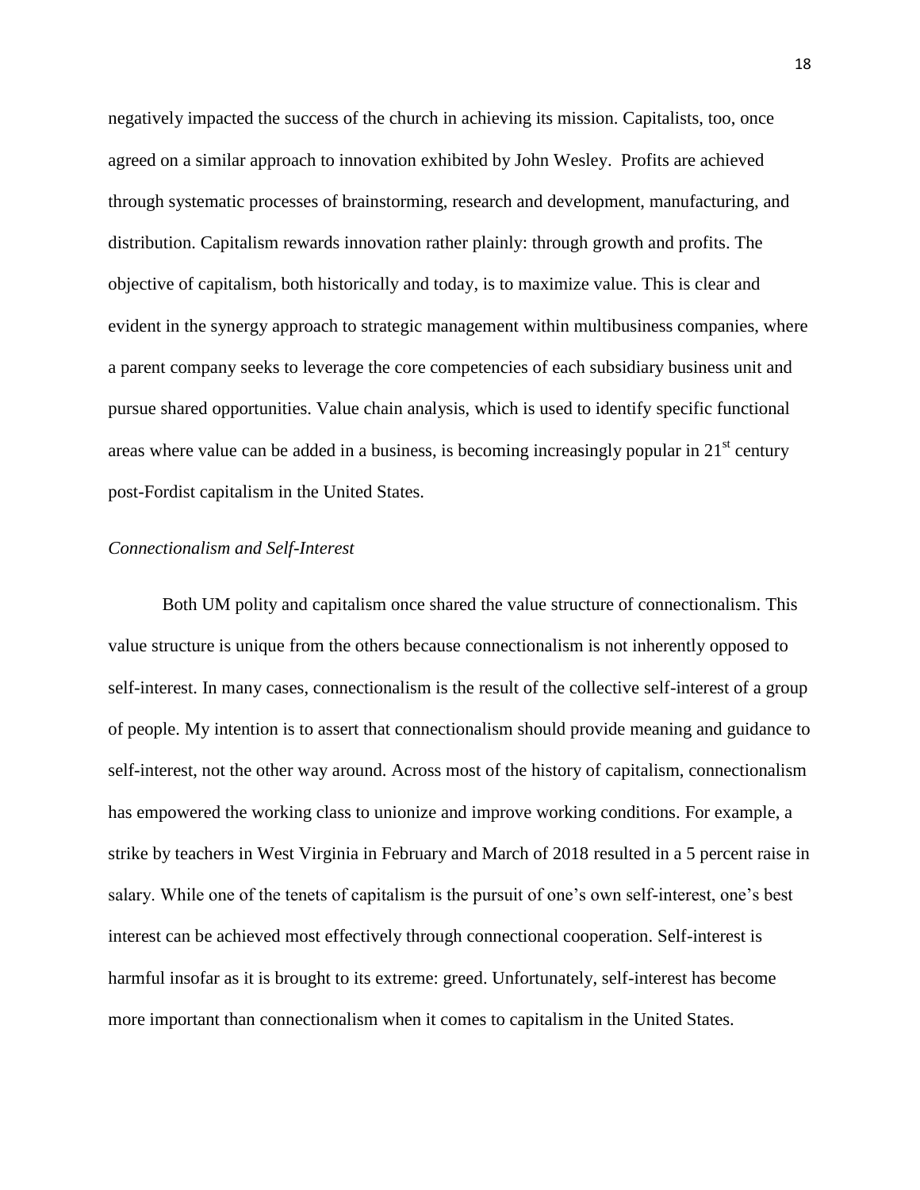negatively impacted the success of the church in achieving its mission. Capitalists, too, once agreed on a similar approach to innovation exhibited by John Wesley. Profits are achieved through systematic processes of brainstorming, research and development, manufacturing, and distribution. Capitalism rewards innovation rather plainly: through growth and profits. The objective of capitalism, both historically and today, is to maximize value. This is clear and evident in the synergy approach to strategic management within multibusiness companies, where a parent company seeks to leverage the core competencies of each subsidiary business unit and pursue shared opportunities. Value chain analysis, which is used to identify specific functional areas where value can be added in a business, is becoming increasingly popular in 21st century post-Fordist capitalism in the United States.

*Connectionalism and Self-Interest*

Both UM polity and capitalism once shared the value structure of connectionalism. This value structure is unique from the others because connectionalism is not inherently opposed to self-interest. In many cases, connectionalism is the result of the collective self-interest of a group of people. My intention is to assert that connectionalism should provide meaning and guidance to self-interest, not the other way around. Across most of the history of capitalism, connectionalism has empowered the working class to unionize and improve working conditions. For example, a strike by teachers in West Virginia in February and March of 2018 resulted in a 5 percent raise in salary. While one of the tenets of capitalism is the pursuit of one's own self-interest, one's best interest can be achieved most effectively through connectional cooperation. Self-interest is harmful insofar as it is brought to its extreme: greed. Unfortunately, self-interest has become more important than connectionalism when it comes to capitalism in the United States.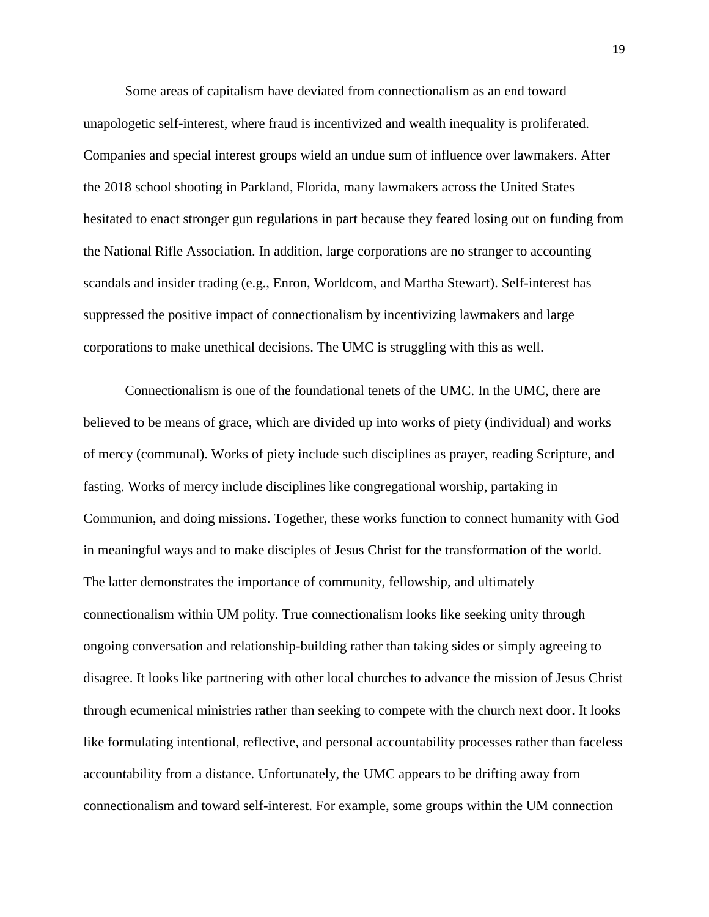Some areas of capitalism have deviated from connectionalism as an end toward unapologetic self-interest, where fraud is incentivized and wealth inequality is proliferated. Companies and special interest groups wield an undue sum of influence over lawmakers. After the 2018 school shooting in Parkland, Florida, many lawmakers across the United States hesitated to enact stronger gun regulations in part because they feared losing out on funding from the National Rifle Association. In addition, large corporations are no stranger to accounting scandals and insider trading (e.g., Enron, Worldcom, and Martha Stewart). Self-interest has suppressed the positive impact of connectionalism by incentivizing lawmakers and large corporations to make unethical decisions. The UMC is struggling with this as well.

Connectionalism is one of the foundational tenets of the UMC. In the UMC, there are believed to be means of grace, which are divided up into works of piety (individual) and works of mercy (communal). Works of piety include such disciplines as prayer, reading Scripture, and fasting. Works of mercy include disciplines like congregational worship, partaking in Communion, and doing missions. Together, these works function to connect humanity with God in meaningful ways and to make disciples of Jesus Christ for the transformation of the world. The latter demonstrates the importance of community, fellowship, and ultimately connectionalism within UM polity. True connectionalism looks like seeking unity through ongoing conversation and relationship-building rather than taking sides or simply agreeing to disagree. It looks like partnering with other local churches to advance the mission of Jesus Christ through ecumenical ministries rather than seeking to compete with the church next door. It looks like formulating intentional, reflective, and personal accountability processes rather than faceless accountability from a distance. Unfortunately, the UMC appears to be drifting away from connectionalism and toward self-interest. For example, some groups within the UM connection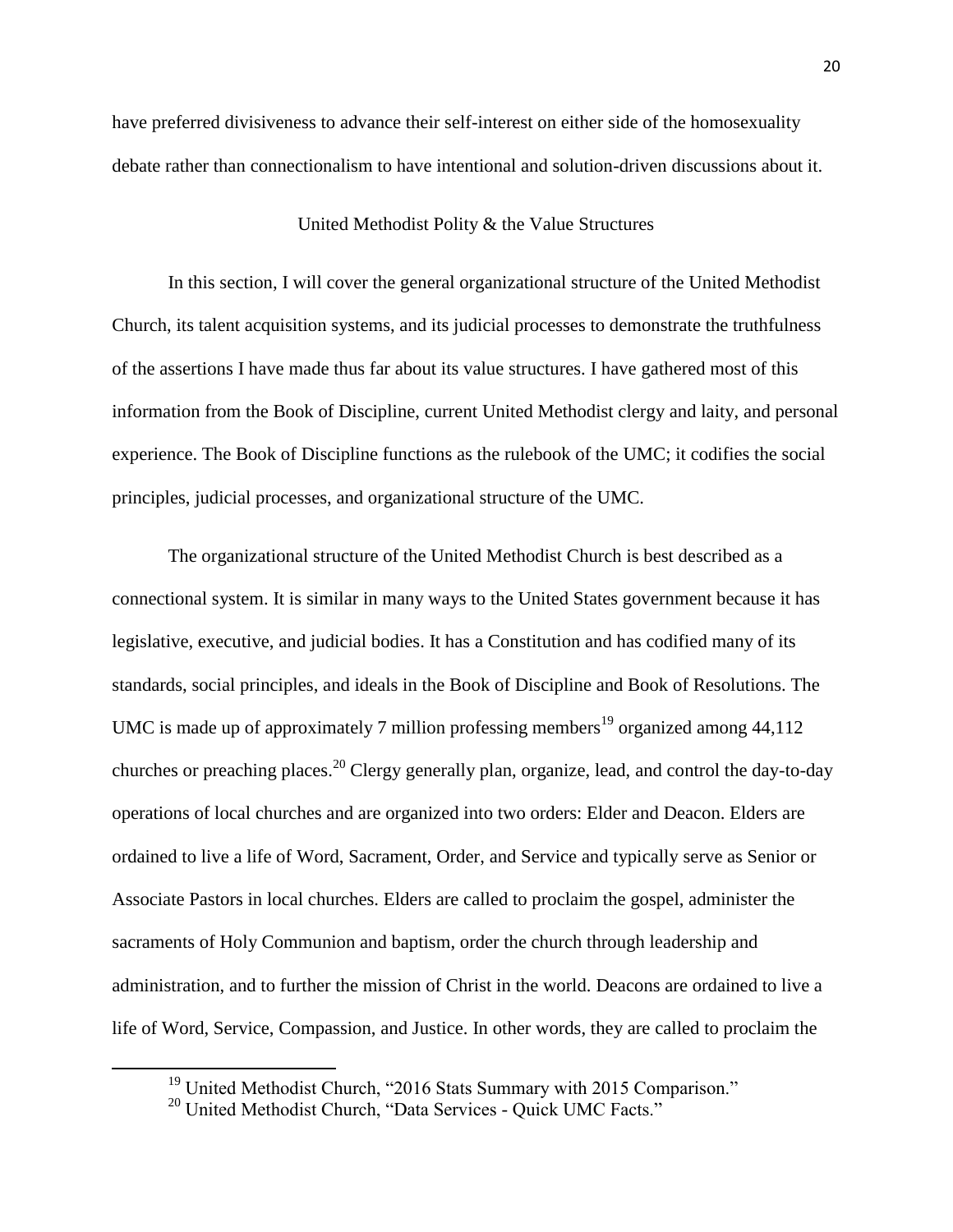have preferred divisiveness to advance their self-interest on either side of the homosexuality debate rather than connectionalism to have intentional and solution-driven discussions about it.

## United Methodist Polity & the Value Structures

In this section, I will cover the general organizational structure of the United Methodist Church, its talent acquisition systems, and its judicial processes to demonstrate the truthfulness of the assertions I have made thus far about its value structures. I have gathered most of this information from the Book of Discipline, current United Methodist clergy and laity, and personal experience. The Book of Discipline functions as the rulebook of the UMC; it codifies the social principles, judicial processes, and organizational structure of the UMC.

The organizational structure of the United Methodist Church is best described as a connectional system. It is similar in many ways to the United States government because it has legislative, executive, and judicial bodies. It has a Constitution and has codified many of its standards, social principles, and ideals in the Book of Discipline and Book of Resolutions. The UMC is made up of approximately 7 million professing members[19] organized among 44,112 churches or preaching places.[20] Clergy generally plan, organize, lead, and control the day-to-day operations of local churches and are organized into two orders: Elder and Deacon. Elders are ordained to live a life of Word, Sacrament, Order, and Service and typically serve as Senior or Associate Pastors in local churches. Elders are called to proclaim the gospel, administer the sacraments of Holy Communion and baptism, order the church through leadership and administration, and to further the mission of Christ in the world. Deacons are ordained to live a life of Word, Service, Compassion, and Justice. In other words, they are called to proclaim the

[19] United Methodist Church, "2016 Stats Summary with 2015 Comparison."

[20] United Methodist Church, "Data Services - Quick UMC Facts."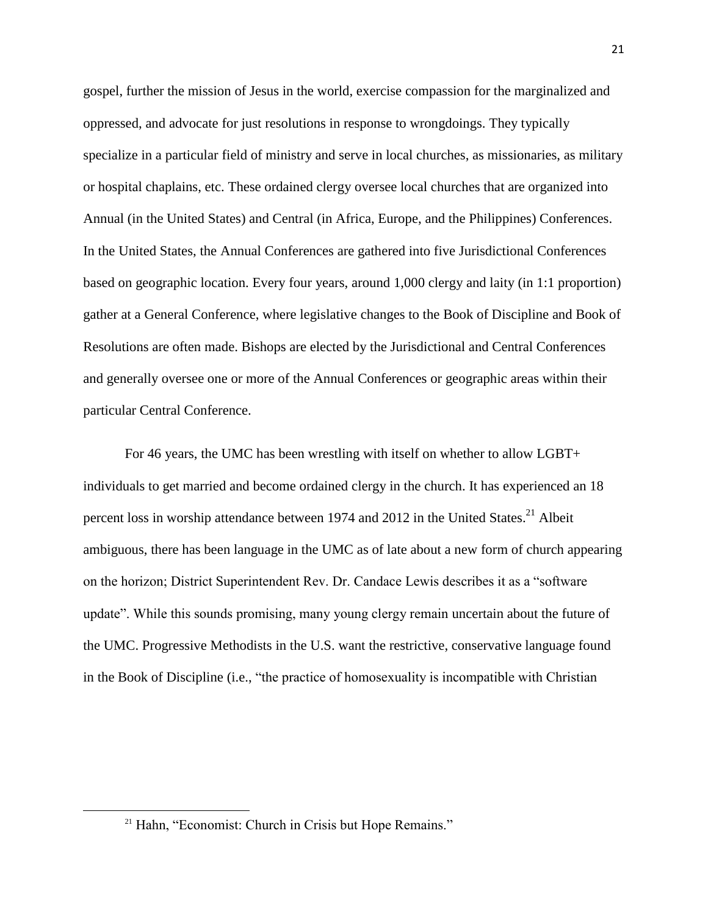gospel, further the mission of Jesus in the world, exercise compassion for the marginalized and oppressed, and advocate for just resolutions in response to wrongdoings. They typically specialize in a particular field of ministry and serve in local churches, as missionaries, as military or hospital chaplains, etc. These ordained clergy oversee local churches that are organized into Annual (in the United States) and Central (in Africa, Europe, and the Philippines) Conferences. In the United States, the Annual Conferences are gathered into five Jurisdictional Conferences based on geographic location. Every four years, around 1,000 clergy and laity (in 1:1 proportion) gather at a General Conference, where legislative changes to the Book of Discipline and Book of Resolutions are often made. Bishops are elected by the Jurisdictional and Central Conferences and generally oversee one or more of the Annual Conferences or geographic areas within their particular Central Conference.

For 46 years, the UMC has been wrestling with itself on whether to allow LGBT+ individuals to get married and become ordained clergy in the church. It has experienced an 18 percent loss in worship attendance between 1974 and 2012 in the United States.[21] Albeit ambiguous, there has been language in the UMC as of late about a new form of church appearing on the horizon; District Superintendent Rev. Dr. Candace Lewis describes it as a "software update". While this sounds promising, many young clergy remain uncertain about the future of the UMC. Progressive Methodists in the U.S. want the restrictive, conservative language found in the Book of Discipline (i.e., "the practice of homosexuality is incompatible with Christian

[21] Hahn, "Economist: Church in Crisis but Hope Remains."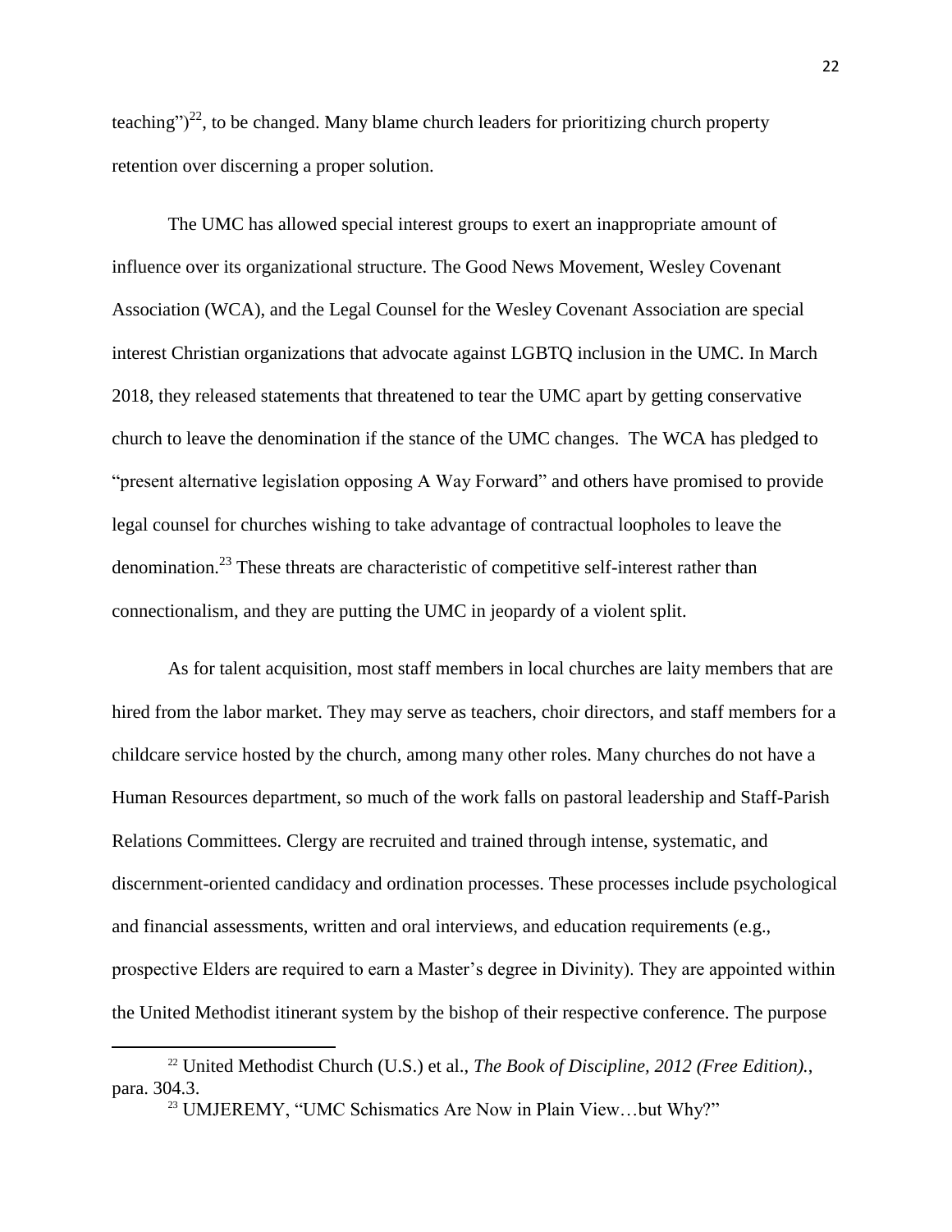teaching")[22], to be changed. Many blame church leaders for prioritizing church property retention over discerning a proper solution.

The UMC has allowed special interest groups to exert an inappropriate amount of influence over its organizational structure. The Good News Movement, Wesley Covenant Association (WCA), and the Legal Counsel for the Wesley Covenant Association are special interest Christian organizations that advocate against LGBTQ inclusion in the UMC. In March 2018, they released statements that threatened to tear the UMC apart by getting conservative church to leave the denomination if the stance of the UMC changes. The WCA has pledged to "present alternative legislation opposing A Way Forward" and others have promised to provide legal counsel for churches wishing to take advantage of contractual loopholes to leave the denomination.[23] These threats are characteristic of competitive self-interest rather than connectionalism, and they are putting the UMC in jeopardy of a violent split.

As for talent acquisition, most staff members in local churches are laity members that are hired from the labor market. They may serve as teachers, choir directors, and staff members for a childcare service hosted by the church, among many other roles. Many churches do not have a Human Resources department, so much of the work falls on pastoral leadership and Staff-Parish Relations Committees. Clergy are recruited and trained through intense, systematic, and discernment-oriented candidacy and ordination processes. These processes include psychological and financial assessments, written and oral interviews, and education requirements (e.g., prospective Elders are required to earn a Master's degree in Divinity). They are appointed within the United Methodist itinerant system by the bishop of their respective conference. The purpose

---

[22] United Methodist Church (U.S.) et al., *The Book of Discipline, 2012 (Free Edition).*, para. 304.3.

[23] UMJEREMY, "UMC Schismatics Are Now in Plain View…but Why?"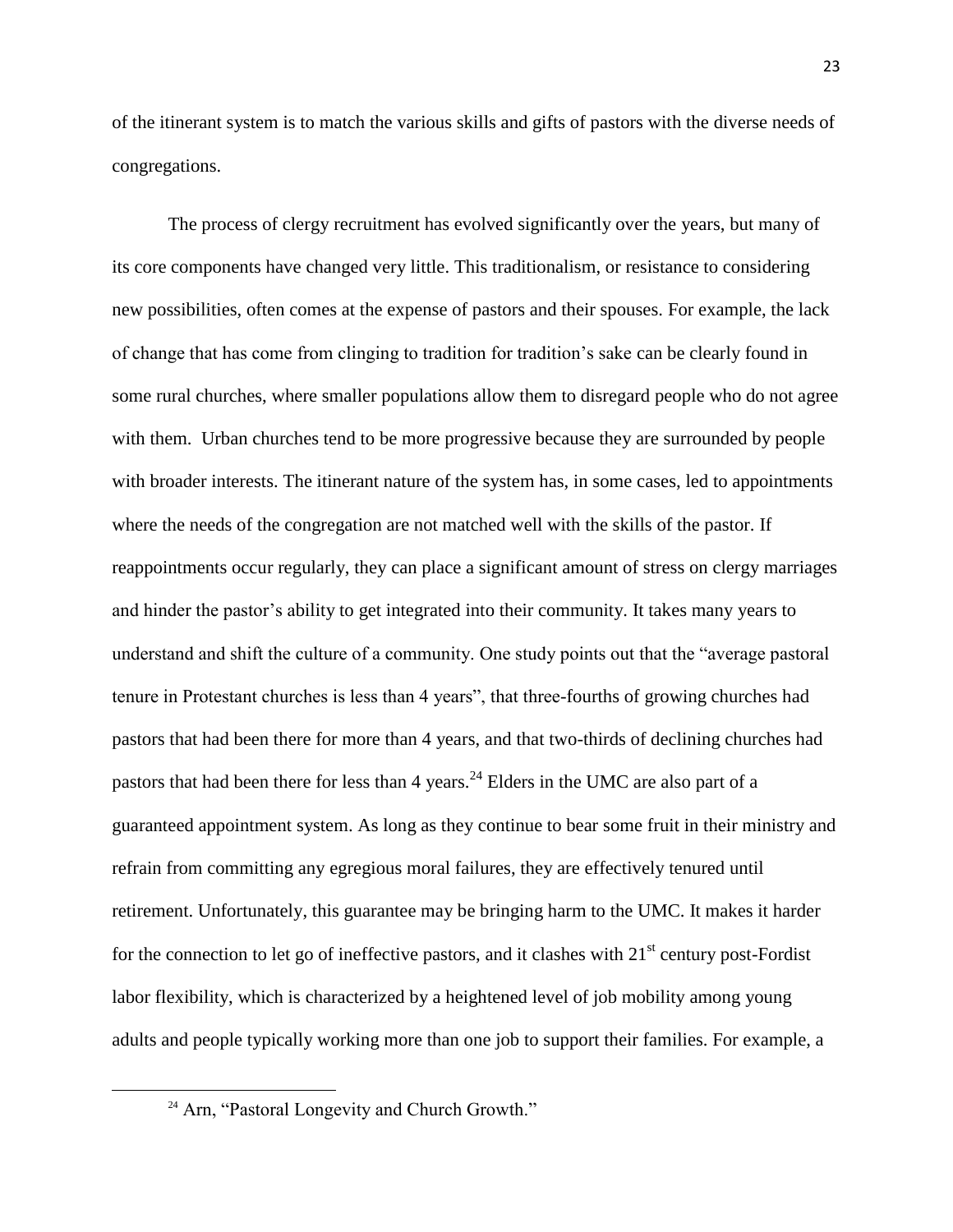of the itinerant system is to match the various skills and gifts of pastors with the diverse needs of congregations.

The process of clergy recruitment has evolved significantly over the years, but many of its core components have changed very little. This traditionalism, or resistance to considering new possibilities, often comes at the expense of pastors and their spouses. For example, the lack of change that has come from clinging to tradition for tradition's sake can be clearly found in some rural churches, where smaller populations allow them to disregard people who do not agree with them. Urban churches tend to be more progressive because they are surrounded by people with broader interests. The itinerant nature of the system has, in some cases, led to appointments where the needs of the congregation are not matched well with the skills of the pastor. If reappointments occur regularly, they can place a significant amount of stress on clergy marriages and hinder the pastor's ability to get integrated into their community. It takes many years to understand and shift the culture of a community. One study points out that the "average pastoral tenure in Protestant churches is less than 4 years", that three-fourths of growing churches had pastors that had been there for more than 4 years, and that two-thirds of declining churches had pastors that had been there for less than 4 years.[24] Elders in the UMC are also part of a guaranteed appointment system. As long as they continue to bear some fruit in their ministry and refrain from committing any egregious moral failures, they are effectively tenured until retirement. Unfortunately, this guarantee may be bringing harm to the UMC. It makes it harder for the connection to let go of ineffective pastors, and it clashes with 21st century post-Fordist labor flexibility, which is characterized by a heightened level of job mobility among young adults and people typically working more than one job to support their families. For example, a

[24] Arn, "Pastoral Longevity and Church Growth."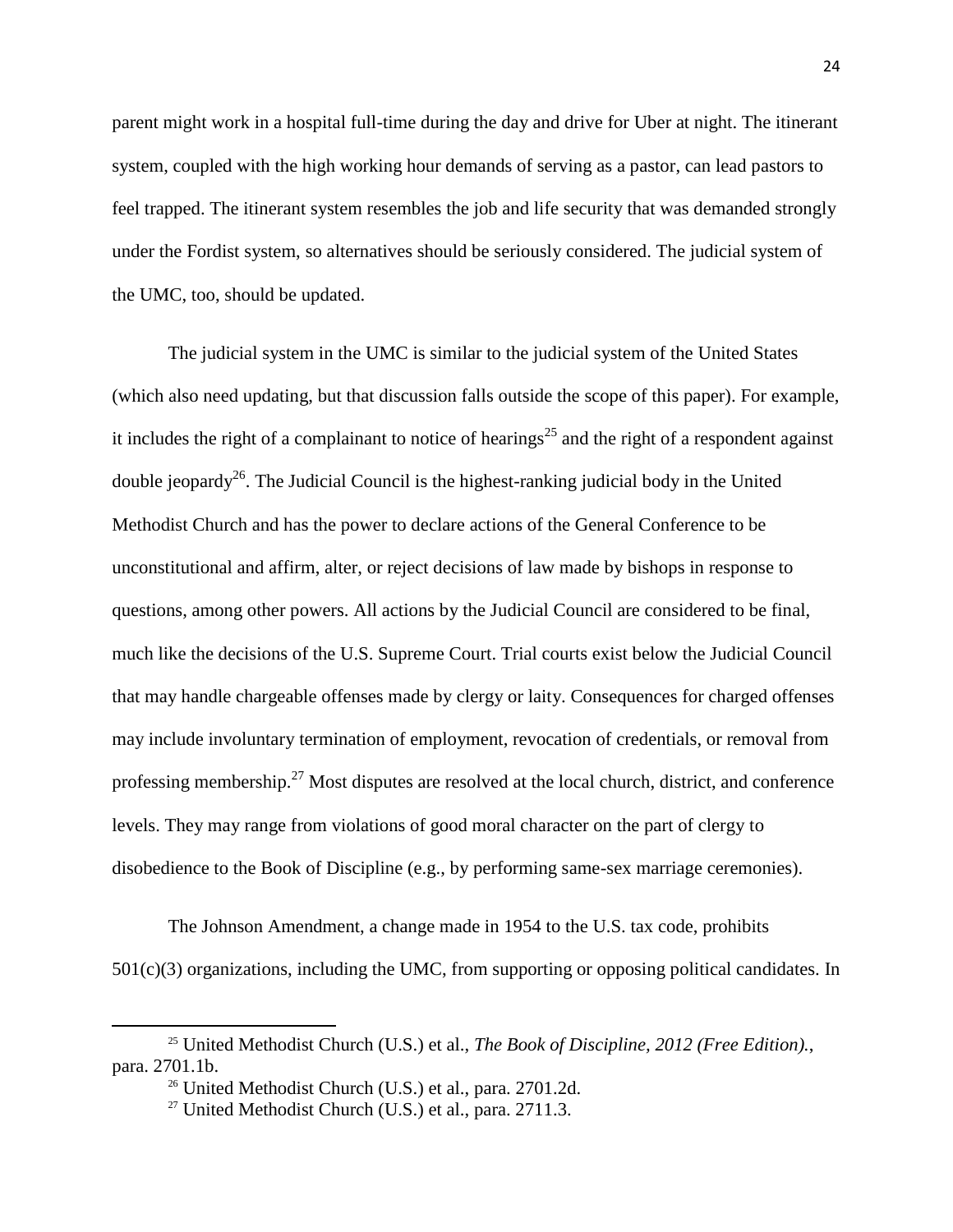parent might work in a hospital full-time during the day and drive for Uber at night. The itinerant system, coupled with the high working hour demands of serving as a pastor, can lead pastors to feel trapped. The itinerant system resembles the job and life security that was demanded strongly under the Fordist system, so alternatives should be seriously considered. The judicial system of the UMC, too, should be updated.

The judicial system in the UMC is similar to the judicial system of the United States (which also need updating, but that discussion falls outside the scope of this paper). For example, it includes the right of a complainant to notice of hearings[25] and the right of a respondent against double jeopardy[26]. The Judicial Council is the highest-ranking judicial body in the United Methodist Church and has the power to declare actions of the General Conference to be unconstitutional and affirm, alter, or reject decisions of law made by bishops in response to questions, among other powers. All actions by the Judicial Council are considered to be final, much like the decisions of the U.S. Supreme Court. Trial courts exist below the Judicial Council that may handle chargeable offenses made by clergy or laity. Consequences for charged offenses may include involuntary termination of employment, revocation of credentials, or removal from professing membership.[27] Most disputes are resolved at the local church, district, and conference levels. They may range from violations of good moral character on the part of clergy to disobedience to the Book of Discipline (e.g., by performing same-sex marriage ceremonies).

The Johnson Amendment, a change made in 1954 to the U.S. tax code, prohibits 501(c)(3) organizations, including the UMC, from supporting or opposing political candidates. In

---

[25] United Methodist Church (U.S.) et al., *The Book of Discipline, 2012 (Free Edition).*, para. 2701.1b.

[26] United Methodist Church (U.S.) et al., para. 2701.2d.

[27] United Methodist Church (U.S.) et al., para. 2711.3.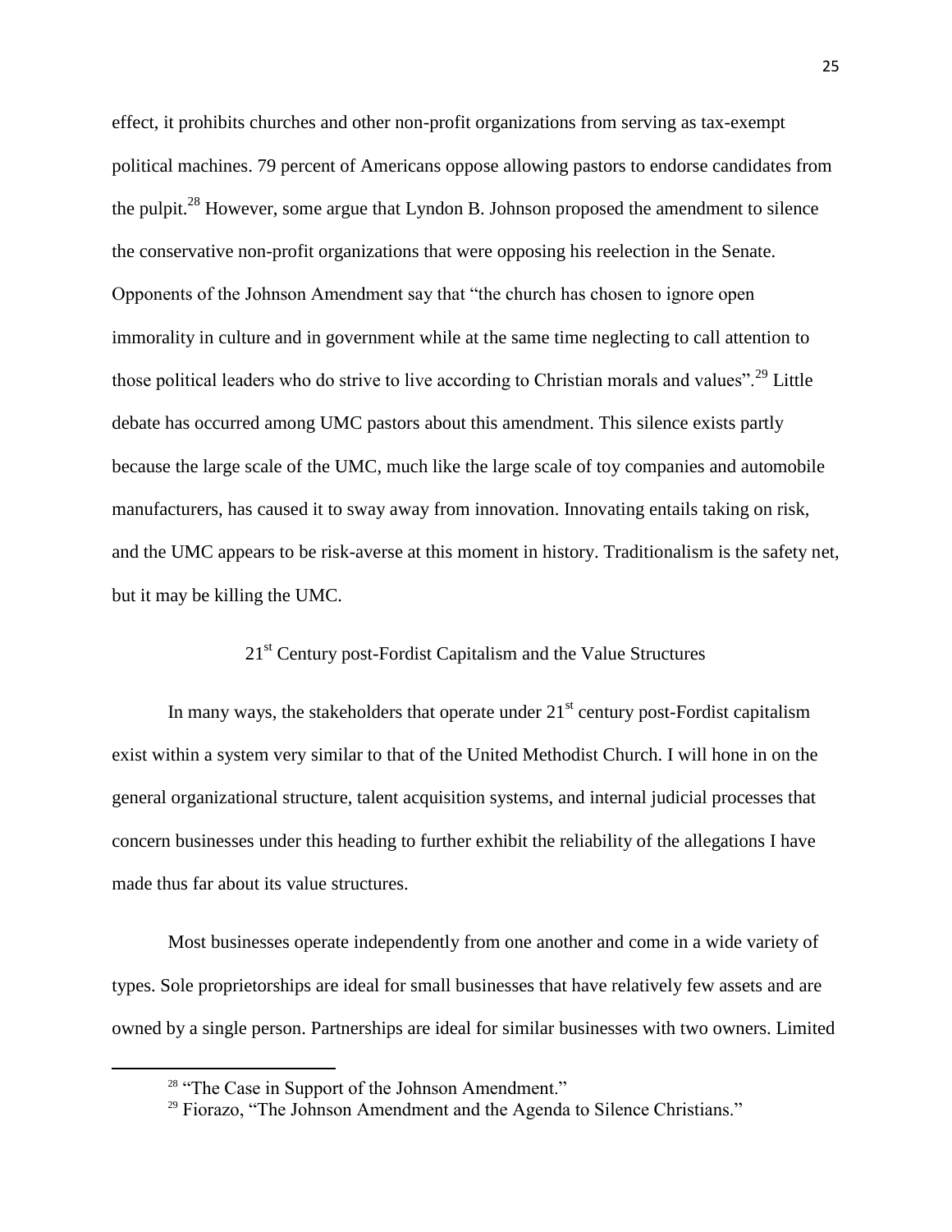effect, it prohibits churches and other non-profit organizations from serving as tax-exempt political machines. 79 percent of Americans oppose allowing pastors to endorse candidates from the pulpit.[28] However, some argue that Lyndon B. Johnson proposed the amendment to silence the conservative non-profit organizations that were opposing his reelection in the Senate. Opponents of the Johnson Amendment say that "the church has chosen to ignore open immorality in culture and in government while at the same time neglecting to call attention to those political leaders who do strive to live according to Christian morals and values".[29] Little debate has occurred among UMC pastors about this amendment. This silence exists partly because the large scale of the UMC, much like the large scale of toy companies and automobile manufacturers, has caused it to sway away from innovation. Innovating entails taking on risk, and the UMC appears to be risk-averse at this moment in history. Traditionalism is the safety net, but it may be killing the UMC.

## 21st Century post-Fordist Capitalism and the Value Structures

In many ways, the stakeholders that operate under 21st century post-Fordist capitalism exist within a system very similar to that of the United Methodist Church. I will hone in on the general organizational structure, talent acquisition systems, and internal judicial processes that concern businesses under this heading to further exhibit the reliability of the allegations I have made thus far about its value structures.

Most businesses operate independently from one another and come in a wide variety of types. Sole proprietorships are ideal for small businesses that have relatively few assets and are owned by a single person. Partnerships are ideal for similar businesses with two owners. Limited

---

[28] "The Case in Support of the Johnson Amendment."

[29] Fiorazo, "The Johnson Amendment and the Agenda to Silence Christians."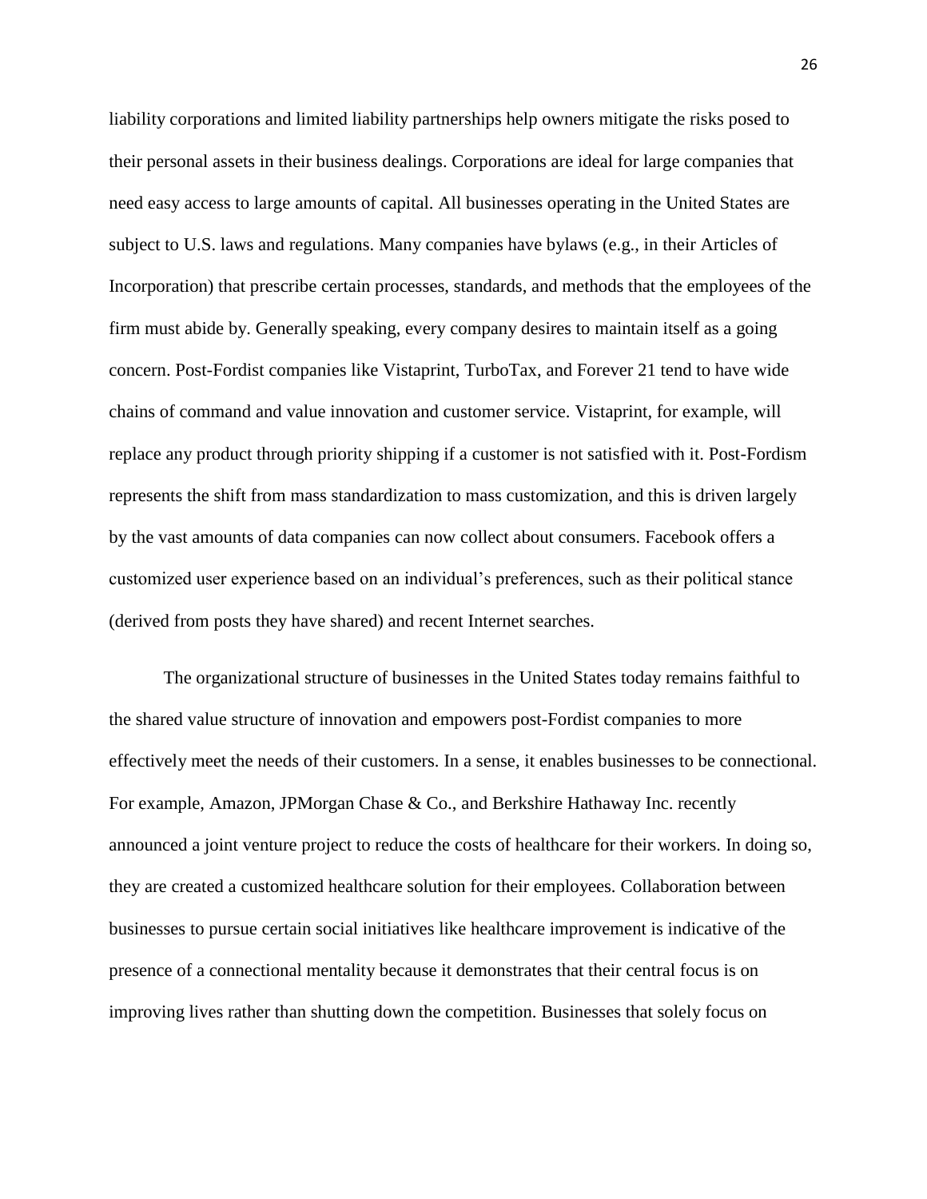liability corporations and limited liability partnerships help owners mitigate the risks posed to their personal assets in their business dealings. Corporations are ideal for large companies that need easy access to large amounts of capital. All businesses operating in the United States are subject to U.S. laws and regulations. Many companies have bylaws (e.g., in their Articles of Incorporation) that prescribe certain processes, standards, and methods that the employees of the firm must abide by. Generally speaking, every company desires to maintain itself as a going concern. Post-Fordist companies like Vistaprint, TurboTax, and Forever 21 tend to have wide chains of command and value innovation and customer service. Vistaprint, for example, will replace any product through priority shipping if a customer is not satisfied with it. Post-Fordism represents the shift from mass standardization to mass customization, and this is driven largely by the vast amounts of data companies can now collect about consumers. Facebook offers a customized user experience based on an individual's preferences, such as their political stance (derived from posts they have shared) and recent Internet searches.

The organizational structure of businesses in the United States today remains faithful to the shared value structure of innovation and empowers post-Fordist companies to more effectively meet the needs of their customers. In a sense, it enables businesses to be connectional. For example, Amazon, JPMorgan Chase & Co., and Berkshire Hathaway Inc. recently announced a joint venture project to reduce the costs of healthcare for their workers. In doing so, they are created a customized healthcare solution for their employees. Collaboration between businesses to pursue certain social initiatives like healthcare improvement is indicative of the presence of a connectional mentality because it demonstrates that their central focus is on improving lives rather than shutting down the competition. Businesses that solely focus on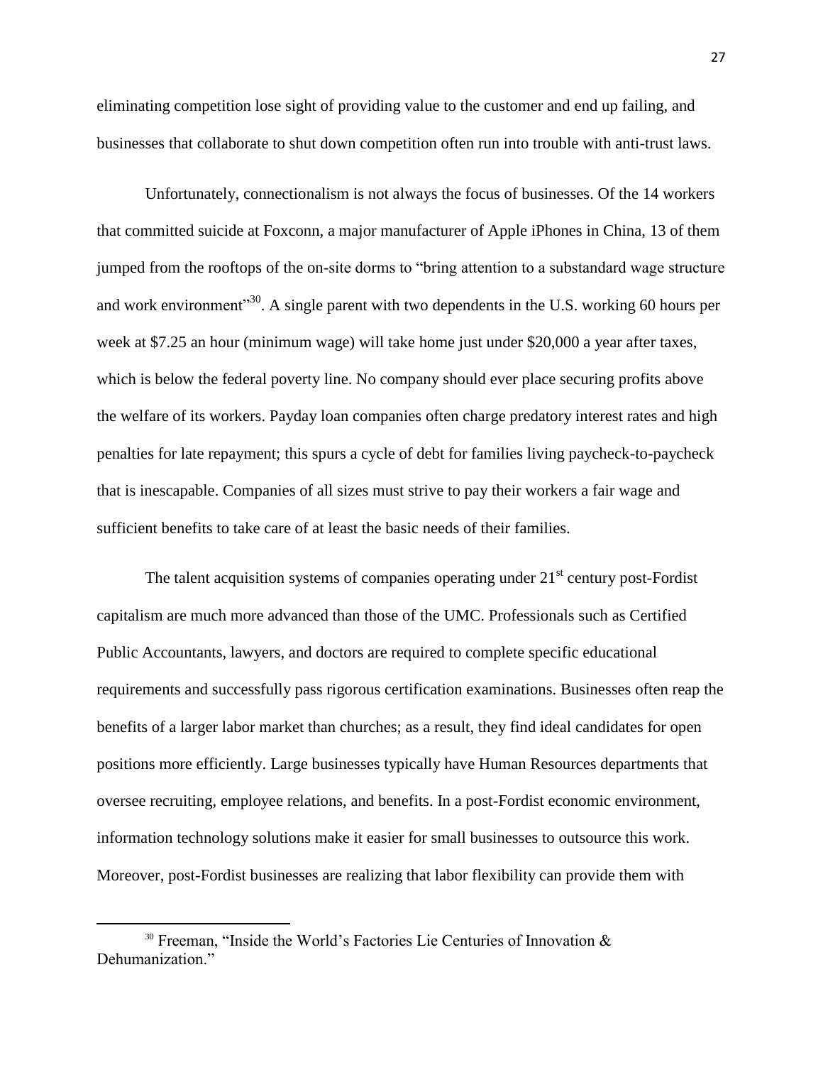eliminating competition lose sight of providing value to the customer and end up failing, and businesses that collaborate to shut down competition often run into trouble with anti-trust laws.

Unfortunately, connectionalism is not always the focus of businesses. Of the 14 workers that committed suicide at Foxconn, a major manufacturer of Apple iPhones in China, 13 of them jumped from the rooftops of the on-site dorms to "bring attention to a substandard wage structure and work environment"[30]. A single parent with two dependents in the U.S. working 60 hours per week at $7.25 an hour (minimum wage) will take home just under $20,000 a year after taxes, which is below the federal poverty line. No company should ever place securing profits above the welfare of its workers. Payday loan companies often charge predatory interest rates and high penalties for late repayment; this spurs a cycle of debt for families living paycheck-to-paycheck that is inescapable. Companies of all sizes must strive to pay their workers a fair wage and sufficient benefits to take care of at least the basic needs of their families.

The talent acquisition systems of companies operating under 21st century post-Fordist capitalism are much more advanced than those of the UMC. Professionals such as Certified Public Accountants, lawyers, and doctors are required to complete specific educational requirements and successfully pass rigorous certification examinations. Businesses often reap the benefits of a larger labor market than churches; as a result, they find ideal candidates for open positions more efficiently. Large businesses typically have Human Resources departments that oversee recruiting, employee relations, and benefits. In a post-Fordist economic environment, information technology solutions make it easier for small businesses to outsource this work. Moreover, post-Fordist businesses are realizing that labor flexibility can provide them with

---

[30] Freeman, "Inside the World's Factories Lie Centuries of Innovation & Dehumanization."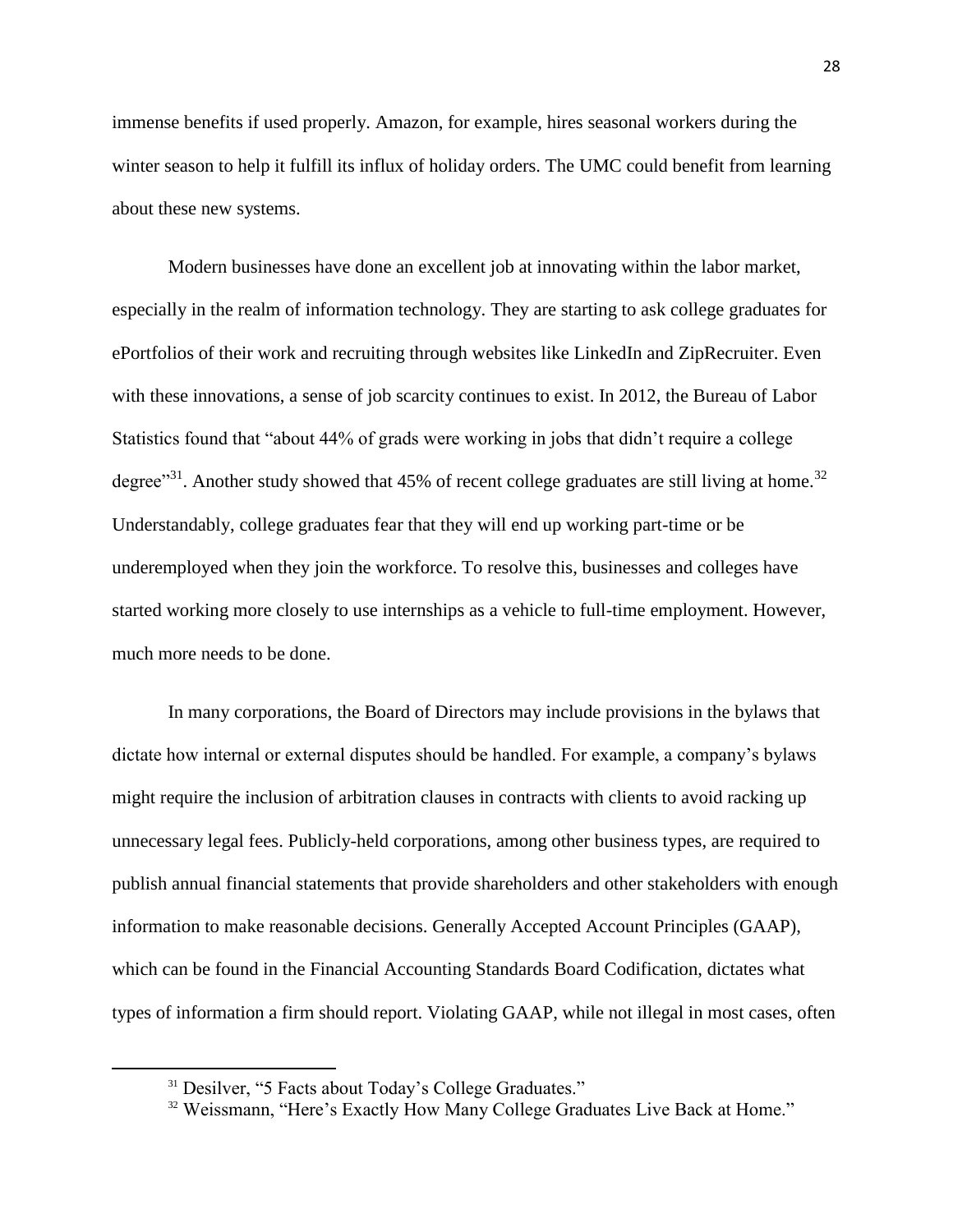immense benefits if used properly. Amazon, for example, hires seasonal workers during the winter season to help it fulfill its influx of holiday orders. The UMC could benefit from learning about these new systems.

Modern businesses have done an excellent job at innovating within the labor market, especially in the realm of information technology. They are starting to ask college graduates for ePortfolios of their work and recruiting through websites like LinkedIn and ZipRecruiter. Even with these innovations, a sense of job scarcity continues to exist. In 2012, the Bureau of Labor Statistics found that "about 44% of grads were working in jobs that didn't require a college degree"[31]. Another study showed that 45% of recent college graduates are still living at home.[32] Understandably, college graduates fear that they will end up working part-time or be underemployed when they join the workforce. To resolve this, businesses and colleges have started working more closely to use internships as a vehicle to full-time employment. However, much more needs to be done.

In many corporations, the Board of Directors may include provisions in the bylaws that dictate how internal or external disputes should be handled. For example, a company's bylaws might require the inclusion of arbitration clauses in contracts with clients to avoid racking up unnecessary legal fees. Publicly-held corporations, among other business types, are required to publish annual financial statements that provide shareholders and other stakeholders with enough information to make reasonable decisions. Generally Accepted Account Principles (GAAP), which can be found in the Financial Accounting Standards Board Codification, dictates what types of information a firm should report. Violating GAAP, while not illegal in most cases, often

---

[31] Desilver, "5 Facts about Today's College Graduates."

[32] Weissmann, "Here's Exactly How Many College Graduates Live Back at Home."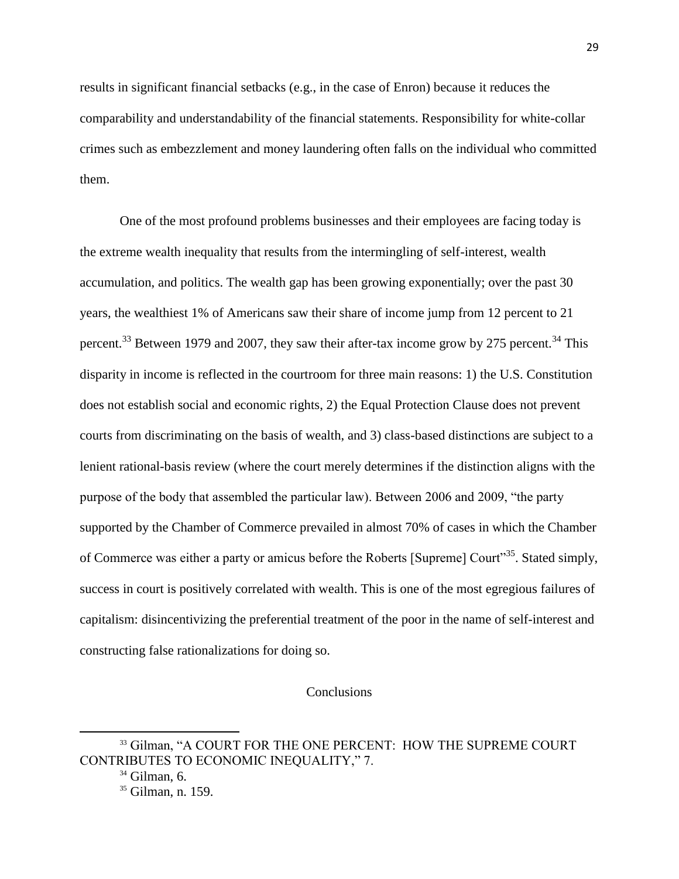results in significant financial setbacks (e.g., in the case of Enron) because it reduces the comparability and understandability of the financial statements. Responsibility for white-collar crimes such as embezzlement and money laundering often falls on the individual who committed them.

One of the most profound problems businesses and their employees are facing today is the extreme wealth inequality that results from the intermingling of self-interest, wealth accumulation, and politics. The wealth gap has been growing exponentially; over the past 30 years, the wealthiest 1% of Americans saw their share of income jump from 12 percent to 21 percent.[33] Between 1979 and 2007, they saw their after-tax income grow by 275 percent.[34] This disparity in income is reflected in the courtroom for three main reasons: 1) the U.S. Constitution does not establish social and economic rights, 2) the Equal Protection Clause does not prevent courts from discriminating on the basis of wealth, and 3) class-based distinctions are subject to a lenient rational-basis review (where the court merely determines if the distinction aligns with the purpose of the body that assembled the particular law). Between 2006 and 2009, "the party supported by the Chamber of Commerce prevailed in almost 70% of cases in which the Chamber of Commerce was either a party or amicus before the Roberts [Supreme] Court"[35]. Stated simply, success in court is positively correlated with wealth. This is one of the most egregious failures of capitalism: disincentivizing the preferential treatment of the poor in the name of self-interest and constructing false rationalizations for doing so.

## Conclusions

---

[33] Gilman, "A COURT FOR THE ONE PERCENT: HOW THE SUPREME COURT CONTRIBUTES TO ECONOMIC INEQUALITY," 7.

[34] Gilman, 6.

[35] Gilman, n. 159.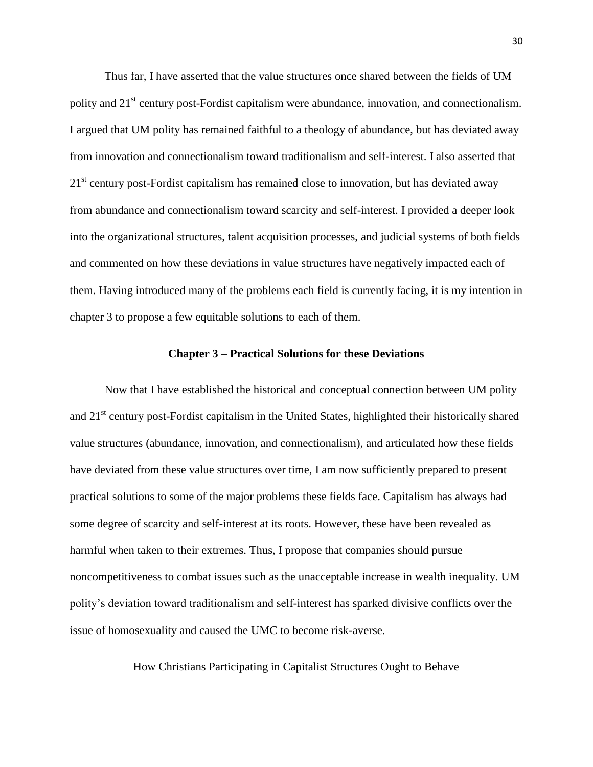Thus far, I have asserted that the value structures once shared between the fields of UM polity and 21st century post-Fordist capitalism were abundance, innovation, and connectionalism. I argued that UM polity has remained faithful to a theology of abundance, but has deviated away from innovation and connectionalism toward traditionalism and self-interest. I also asserted that 21st century post-Fordist capitalism has remained close to innovation, but has deviated away from abundance and connectionalism toward scarcity and self-interest. I provided a deeper look into the organizational structures, talent acquisition processes, and judicial systems of both fields and commented on how these deviations in value structures have negatively impacted each of them. Having introduced many of the problems each field is currently facing, it is my intention in chapter 3 to propose a few equitable solutions to each of them.

## Chapter 3 – Practical Solutions for these Deviations

Now that I have established the historical and conceptual connection between UM polity and 21st century post-Fordist capitalism in the United States, highlighted their historically shared value structures (abundance, innovation, and connectionalism), and articulated how these fields have deviated from these value structures over time, I am now sufficiently prepared to present practical solutions to some of the major problems these fields face. Capitalism has always had some degree of scarcity and self-interest at its roots. However, these have been revealed as harmful when taken to their extremes. Thus, I propose that companies should pursue noncompetitiveness to combat issues such as the unacceptable increase in wealth inequality. UM polity's deviation toward traditionalism and self-interest has sparked divisive conflicts over the issue of homosexuality and caused the UMC to become risk-averse.

### How Christians Participating in Capitalist Structures Ought to Behave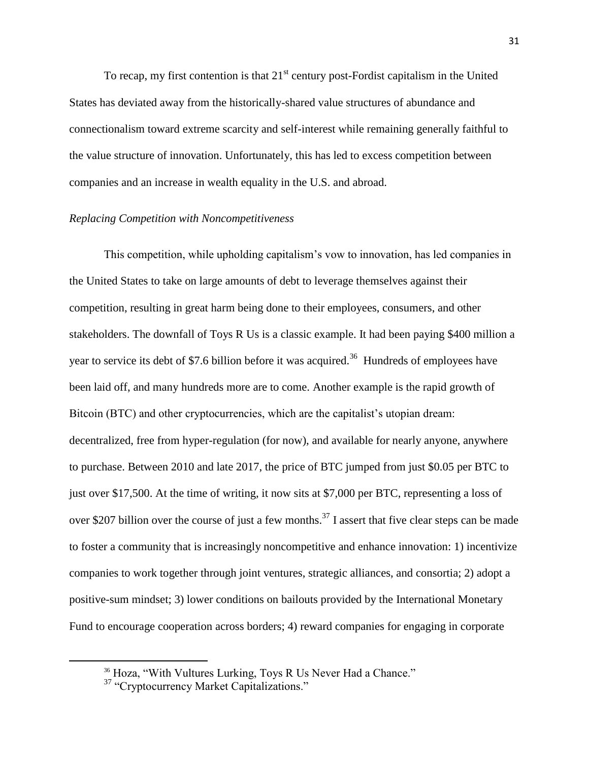To recap, my first contention is that 21st century post-Fordist capitalism in the United States has deviated away from the historically-shared value structures of abundance and connectionalism toward extreme scarcity and self-interest while remaining generally faithful to the value structure of innovation. Unfortunately, this has led to excess competition between companies and an increase in wealth equality in the U.S. and abroad.

*Replacing Competition with Noncompetitiveness*

This competition, while upholding capitalism's vow to innovation, has led companies in the United States to take on large amounts of debt to leverage themselves against their competition, resulting in great harm being done to their employees, consumers, and other stakeholders. The downfall of Toys R Us is a classic example. It had been paying $400 million a year to service its debt of $7.6 billion before it was acquired.[36] Hundreds of employees have been laid off, and many hundreds more are to come. Another example is the rapid growth of Bitcoin (BTC) and other cryptocurrencies, which are the capitalist's utopian dream: decentralized, free from hyper-regulation (for now), and available for nearly anyone, anywhere to purchase. Between 2010 and late 2017, the price of BTC jumped from just $0.05 per BTC to just over $17,500. At the time of writing, it now sits at $7,000 per BTC, representing a loss of over $207 billion over the course of just a few months.[37] I assert that five clear steps can be made to foster a community that is increasingly noncompetitive and enhance innovation: 1) incentivize companies to work together through joint ventures, strategic alliances, and consortia; 2) adopt a positive-sum mindset; 3) lower conditions on bailouts provided by the International Monetary Fund to encourage cooperation across borders; 4) reward companies for engaging in corporate

[36] Hoza, "With Vultures Lurking, Toys R Us Never Had a Chance."

[37] "Cryptocurrency Market Capitalizations."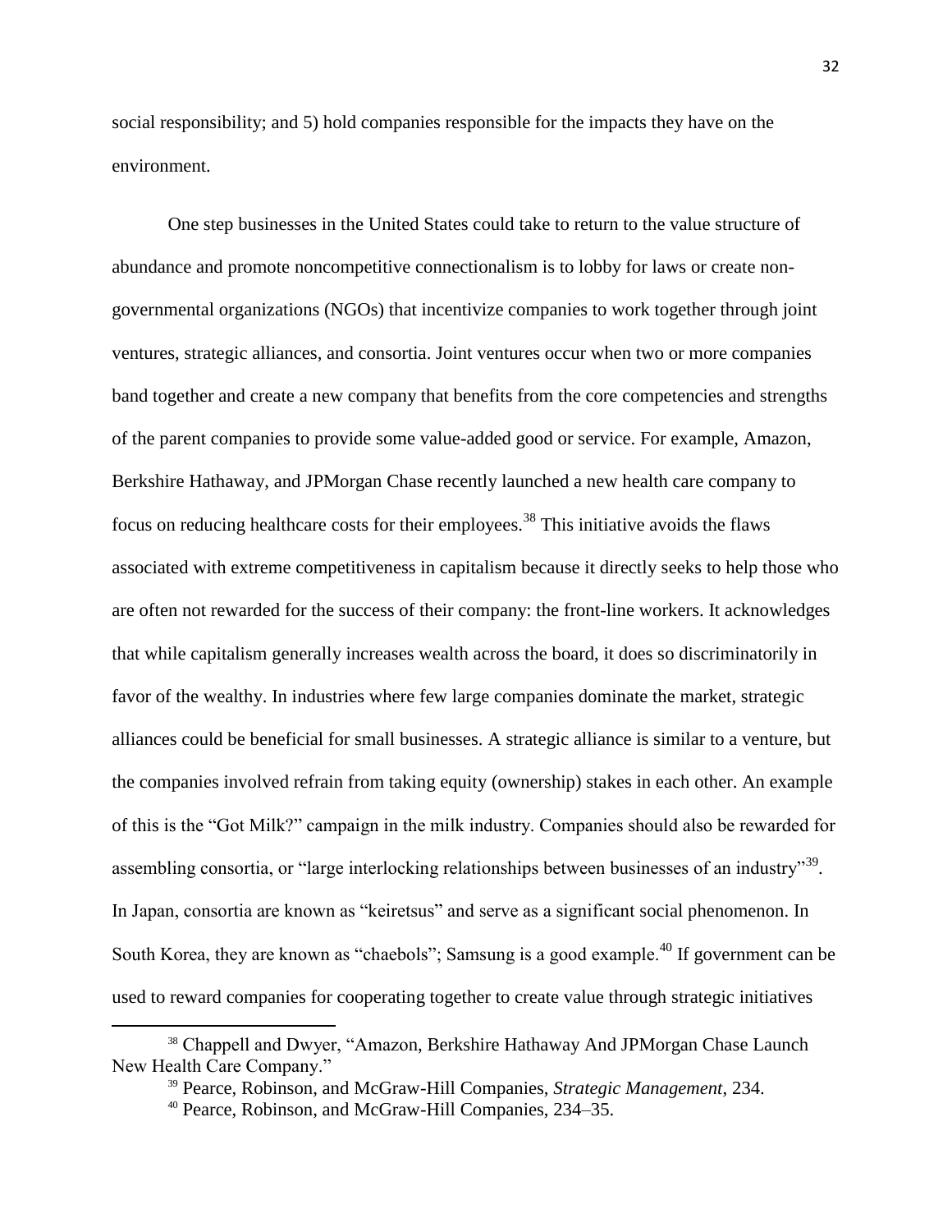social responsibility; and 5) hold companies responsible for the impacts they have on the environment.

One step businesses in the United States could take to return to the value structure of abundance and promote noncompetitive connectionalism is to lobby for laws or create non-governmental organizations (NGOs) that incentivize companies to work together through joint ventures, strategic alliances, and consortia. Joint ventures occur when two or more companies band together and create a new company that benefits from the core competencies and strengths of the parent companies to provide some value-added good or service. For example, Amazon, Berkshire Hathaway, and JPMorgan Chase recently launched a new health care company to focus on reducing healthcare costs for their employees.[38] This initiative avoids the flaws associated with extreme competitiveness in capitalism because it directly seeks to help those who are often not rewarded for the success of their company: the front-line workers. It acknowledges that while capitalism generally increases wealth across the board, it does so discriminatorily in favor of the wealthy. In industries where few large companies dominate the market, strategic alliances could be beneficial for small businesses. A strategic alliance is similar to a venture, but the companies involved refrain from taking equity (ownership) stakes in each other. An example of this is the "Got Milk?" campaign in the milk industry. Companies should also be rewarded for assembling consortia, or "large interlocking relationships between businesses of an industry"[39]. In Japan, consortia are known as "keiretsus" and serve as a significant social phenomenon. In South Korea, they are known as "chaebols"; Samsung is a good example.[40] If government can be used to reward companies for cooperating together to create value through strategic initiatives

---

[38] Chappell and Dwyer, "Amazon, Berkshire Hathaway And JPMorgan Chase Launch New Health Care Company."

[39] Pearce, Robinson, and McGraw-Hill Companies, *Strategic Management*, 234.

[40] Pearce, Robinson, and McGraw-Hill Companies, 234–35.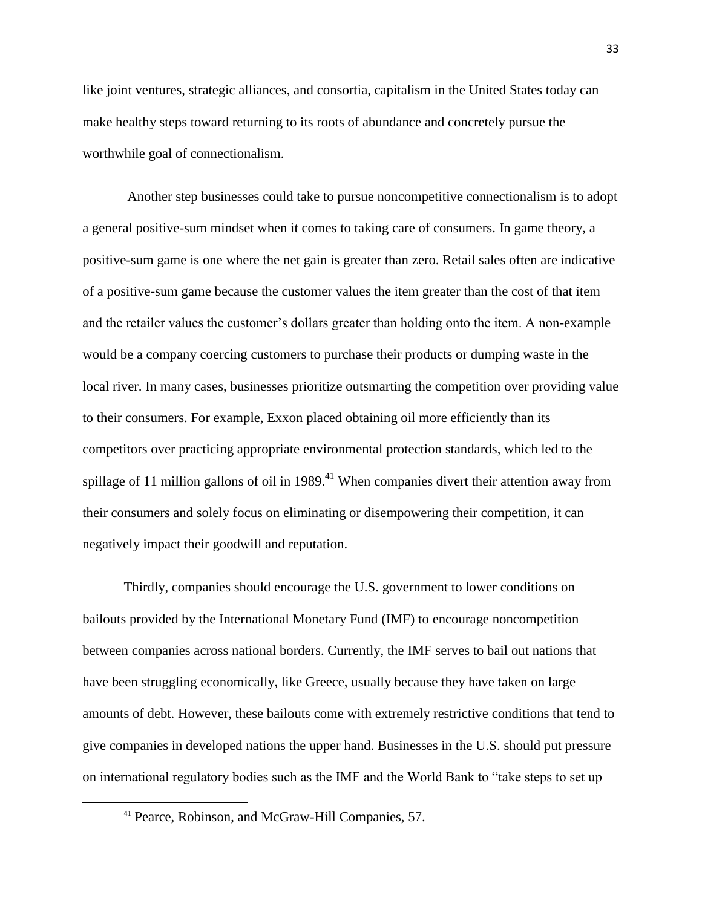like joint ventures, strategic alliances, and consortia, capitalism in the United States today can make healthy steps toward returning to its roots of abundance and concretely pursue the worthwhile goal of connectionalism.

Another step businesses could take to pursue noncompetitive connectionalism is to adopt a general positive-sum mindset when it comes to taking care of consumers. In game theory, a positive-sum game is one where the net gain is greater than zero. Retail sales often are indicative of a positive-sum game because the customer values the item greater than the cost of that item and the retailer values the customer's dollars greater than holding onto the item. A non-example would be a company coercing customers to purchase their products or dumping waste in the local river. In many cases, businesses prioritize outsmarting the competition over providing value to their consumers. For example, Exxon placed obtaining oil more efficiently than its competitors over practicing appropriate environmental protection standards, which led to the spillage of 11 million gallons of oil in 1989.[41] When companies divert their attention away from their consumers and solely focus on eliminating or disempowering their competition, it can negatively impact their goodwill and reputation.

Thirdly, companies should encourage the U.S. government to lower conditions on bailouts provided by the International Monetary Fund (IMF) to encourage noncompetition between companies across national borders. Currently, the IMF serves to bail out nations that have been struggling economically, like Greece, usually because they have taken on large amounts of debt. However, these bailouts come with extremely restrictive conditions that tend to give companies in developed nations the upper hand. Businesses in the U.S. should put pressure on international regulatory bodies such as the IMF and the World Bank to "take steps to set up

---

[41] Pearce, Robinson, and McGraw-Hill Companies, 57.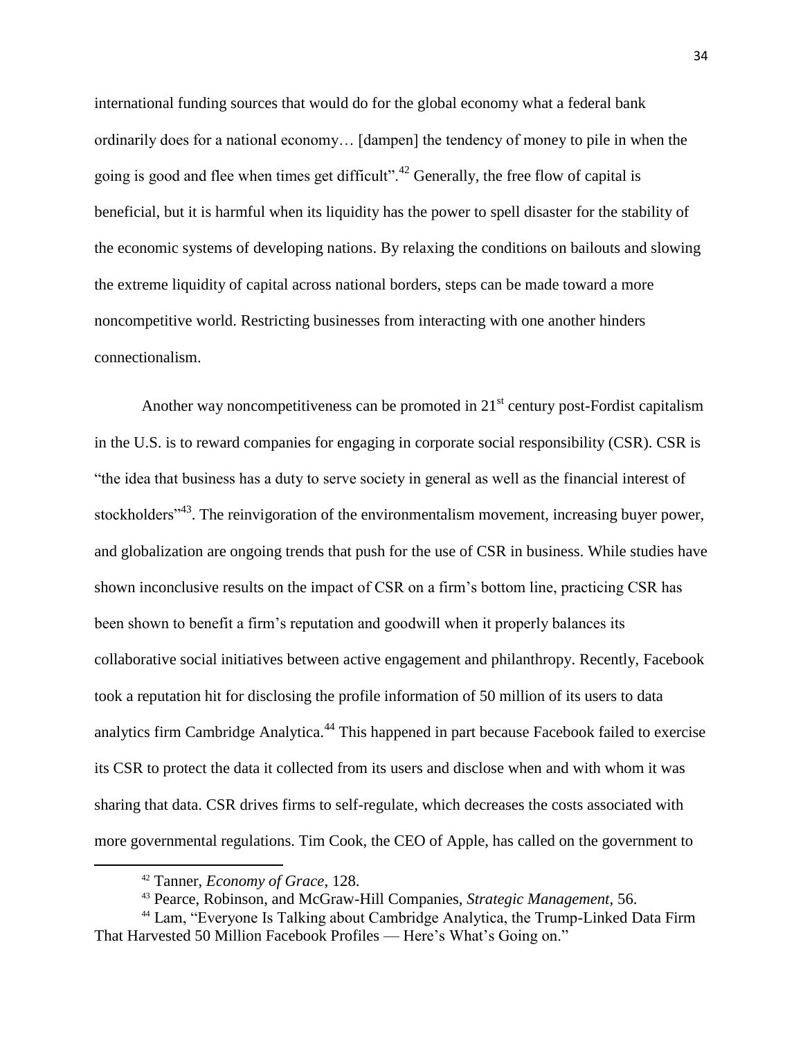international funding sources that would do for the global economy what a federal bank ordinarily does for a national economy… [dampen] the tendency of money to pile in when the going is good and flee when times get difficult".[42] Generally, the free flow of capital is beneficial, but it is harmful when its liquidity has the power to spell disaster for the stability of the economic systems of developing nations. By relaxing the conditions on bailouts and slowing the extreme liquidity of capital across national borders, steps can be made toward a more noncompetitive world. Restricting businesses from interacting with one another hinders connectionalism.

Another way noncompetitiveness can be promoted in 21st century post-Fordist capitalism in the U.S. is to reward companies for engaging in corporate social responsibility (CSR). CSR is "the idea that business has a duty to serve society in general as well as the financial interest of stockholders"[43]. The reinvigoration of the environmentalism movement, increasing buyer power, and globalization are ongoing trends that push for the use of CSR in business. While studies have shown inconclusive results on the impact of CSR on a firm's bottom line, practicing CSR has been shown to benefit a firm's reputation and goodwill when it properly balances its collaborative social initiatives between active engagement and philanthropy. Recently, Facebook took a reputation hit for disclosing the profile information of 50 million of its users to data analytics firm Cambridge Analytica.[44] This happened in part because Facebook failed to exercise its CSR to protect the data it collected from its users and disclose when and with whom it was sharing that data. CSR drives firms to self-regulate, which decreases the costs associated with more governmental regulations. Tim Cook, the CEO of Apple, has called on the government to

---

[42] Tanner, *Economy of Grace*, 128.

[43] Pearce, Robinson, and McGraw-Hill Companies, *Strategic Management*, 56.

[44] Lam, "Everyone Is Talking about Cambridge Analytica, the Trump-Linked Data Firm That Harvested 50 Million Facebook Profiles — Here's What's Going on."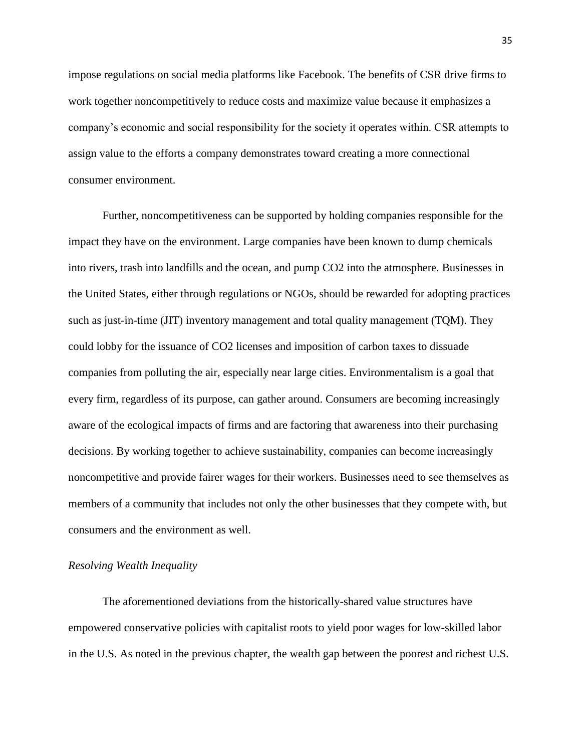impose regulations on social media platforms like Facebook. The benefits of CSR drive firms to work together noncompetitively to reduce costs and maximize value because it emphasizes a company's economic and social responsibility for the society it operates within. CSR attempts to assign value to the efforts a company demonstrates toward creating a more connectional consumer environment.

Further, noncompetitiveness can be supported by holding companies responsible for the impact they have on the environment. Large companies have been known to dump chemicals into rivers, trash into landfills and the ocean, and pump $CO_2$ into the atmosphere. Businesses in the United States, either through regulations or NGOs, should be rewarded for adopting practices such as just-in-time (JIT) inventory management and total quality management (TQM). They could lobby for the issuance of $CO_2$ licenses and imposition of carbon taxes to dissuade companies from polluting the air, especially near large cities. Environmentalism is a goal that every firm, regardless of its purpose, can gather around. Consumers are becoming increasingly aware of the ecological impacts of firms and are factoring that awareness into their purchasing decisions. By working together to achieve sustainability, companies can become increasingly noncompetitive and provide fairer wages for their workers. Businesses need to see themselves as members of a community that includes not only the other businesses that they compete with, but consumers and the environment as well.

*Resolving Wealth Inequality*

The aforementioned deviations from the historically-shared value structures have empowered conservative policies with capitalist roots to yield poor wages for low-skilled labor in the U.S. As noted in the previous chapter, the wealth gap between the poorest and richest U.S.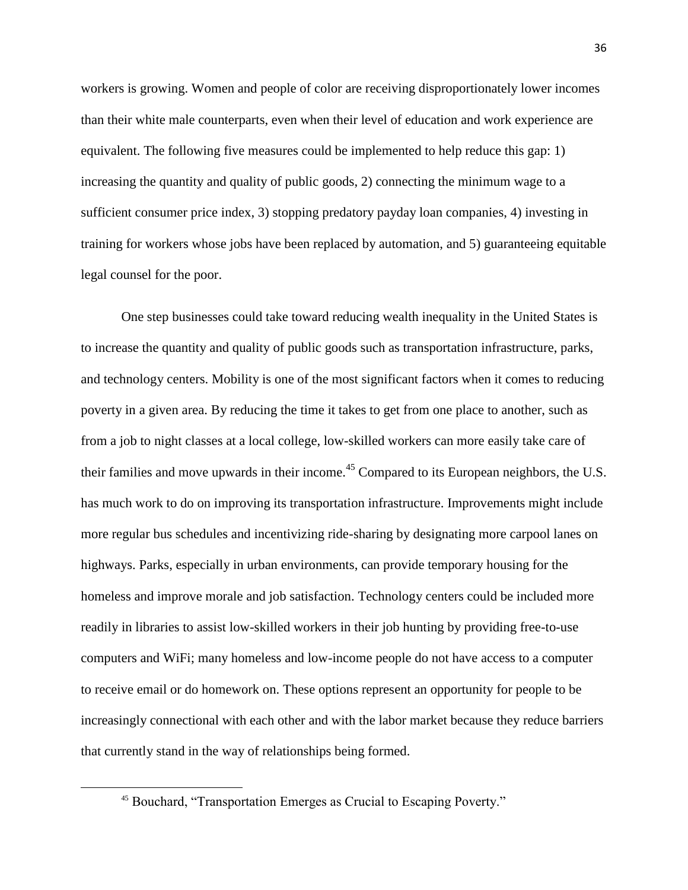workers is growing. Women and people of color are receiving disproportionately lower incomes than their white male counterparts, even when their level of education and work experience are equivalent. The following five measures could be implemented to help reduce this gap: 1) increasing the quantity and quality of public goods, 2) connecting the minimum wage to a sufficient consumer price index, 3) stopping predatory payday loan companies, 4) investing in training for workers whose jobs have been replaced by automation, and 5) guaranteeing equitable legal counsel for the poor.

One step businesses could take toward reducing wealth inequality in the United States is to increase the quantity and quality of public goods such as transportation infrastructure, parks, and technology centers. Mobility is one of the most significant factors when it comes to reducing poverty in a given area. By reducing the time it takes to get from one place to another, such as from a job to night classes at a local college, low-skilled workers can more easily take care of their families and move upwards in their income.[45] Compared to its European neighbors, the U.S. has much work to do on improving its transportation infrastructure. Improvements might include more regular bus schedules and incentivizing ride-sharing by designating more carpool lanes on highways. Parks, especially in urban environments, can provide temporary housing for the homeless and improve morale and job satisfaction. Technology centers could be included more readily in libraries to assist low-skilled workers in their job hunting by providing free-to-use computers and WiFi; many homeless and low-income people do not have access to a computer to receive email or do homework on. These options represent an opportunity for people to be increasingly connectional with each other and with the labor market because they reduce barriers that currently stand in the way of relationships being formed.

---

[45] Bouchard, "Transportation Emerges as Crucial to Escaping Poverty."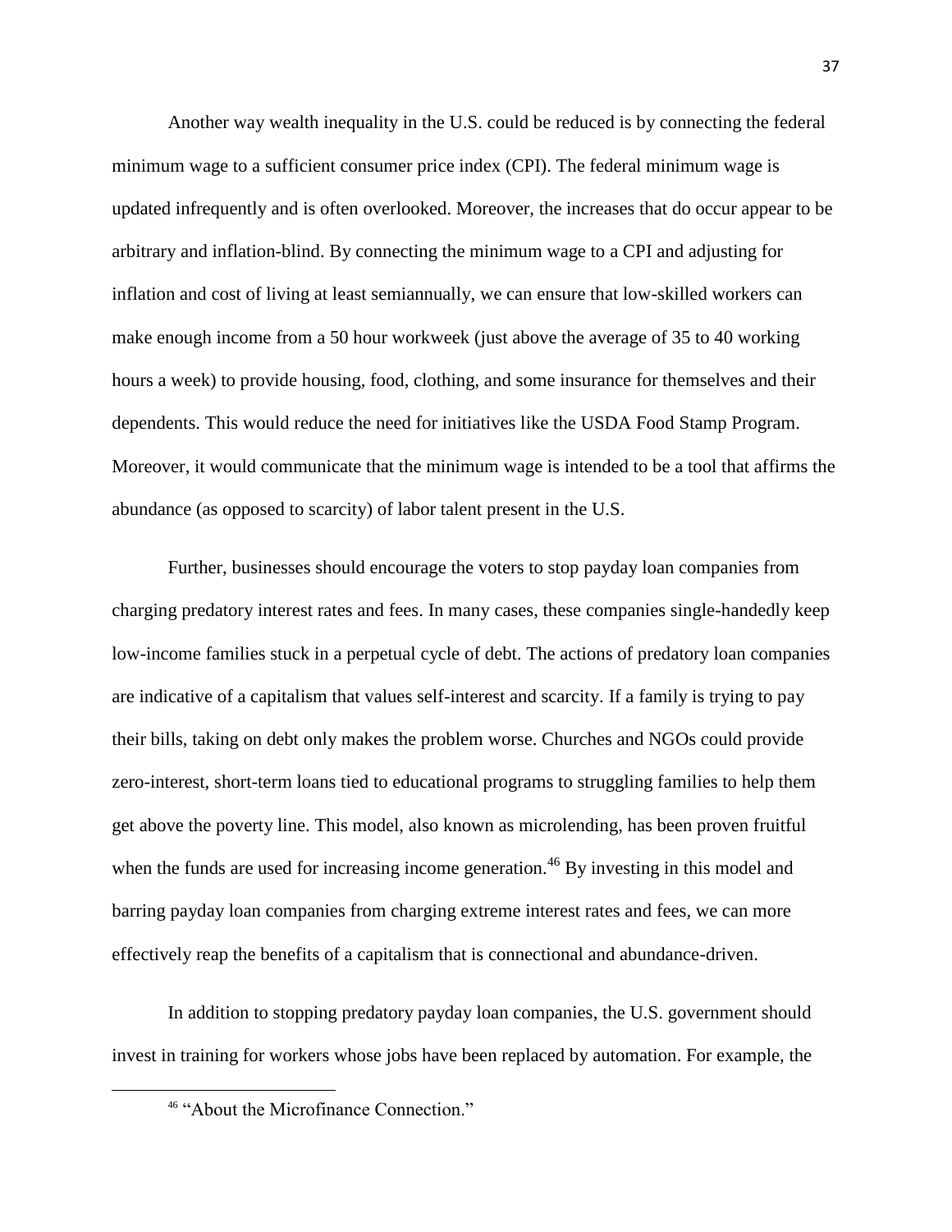Another way wealth inequality in the U.S. could be reduced is by connecting the federal minimum wage to a sufficient consumer price index (CPI). The federal minimum wage is updated infrequently and is often overlooked. Moreover, the increases that do occur appear to be arbitrary and inflation-blind. By connecting the minimum wage to a CPI and adjusting for inflation and cost of living at least semiannually, we can ensure that low-skilled workers can make enough income from a 50 hour workweek (just above the average of 35 to 40 working hours a week) to provide housing, food, clothing, and some insurance for themselves and their dependents. This would reduce the need for initiatives like the USDA Food Stamp Program. Moreover, it would communicate that the minimum wage is intended to be a tool that affirms the abundance (as opposed to scarcity) of labor talent present in the U.S.

Further, businesses should encourage the voters to stop payday loan companies from charging predatory interest rates and fees. In many cases, these companies single-handedly keep low-income families stuck in a perpetual cycle of debt. The actions of predatory loan companies are indicative of a capitalism that values self-interest and scarcity. If a family is trying to pay their bills, taking on debt only makes the problem worse. Churches and NGOs could provide zero-interest, short-term loans tied to educational programs to struggling families to help them get above the poverty line. This model, also known as microlending, has been proven fruitful when the funds are used for increasing income generation.[46] By investing in this model and barring payday loan companies from charging extreme interest rates and fees, we can more effectively reap the benefits of a capitalism that is connectional and abundance-driven.

In addition to stopping predatory payday loan companies, the U.S. government should invest in training for workers whose jobs have been replaced by automation. For example, the

[46] "About the Microfinance Connection."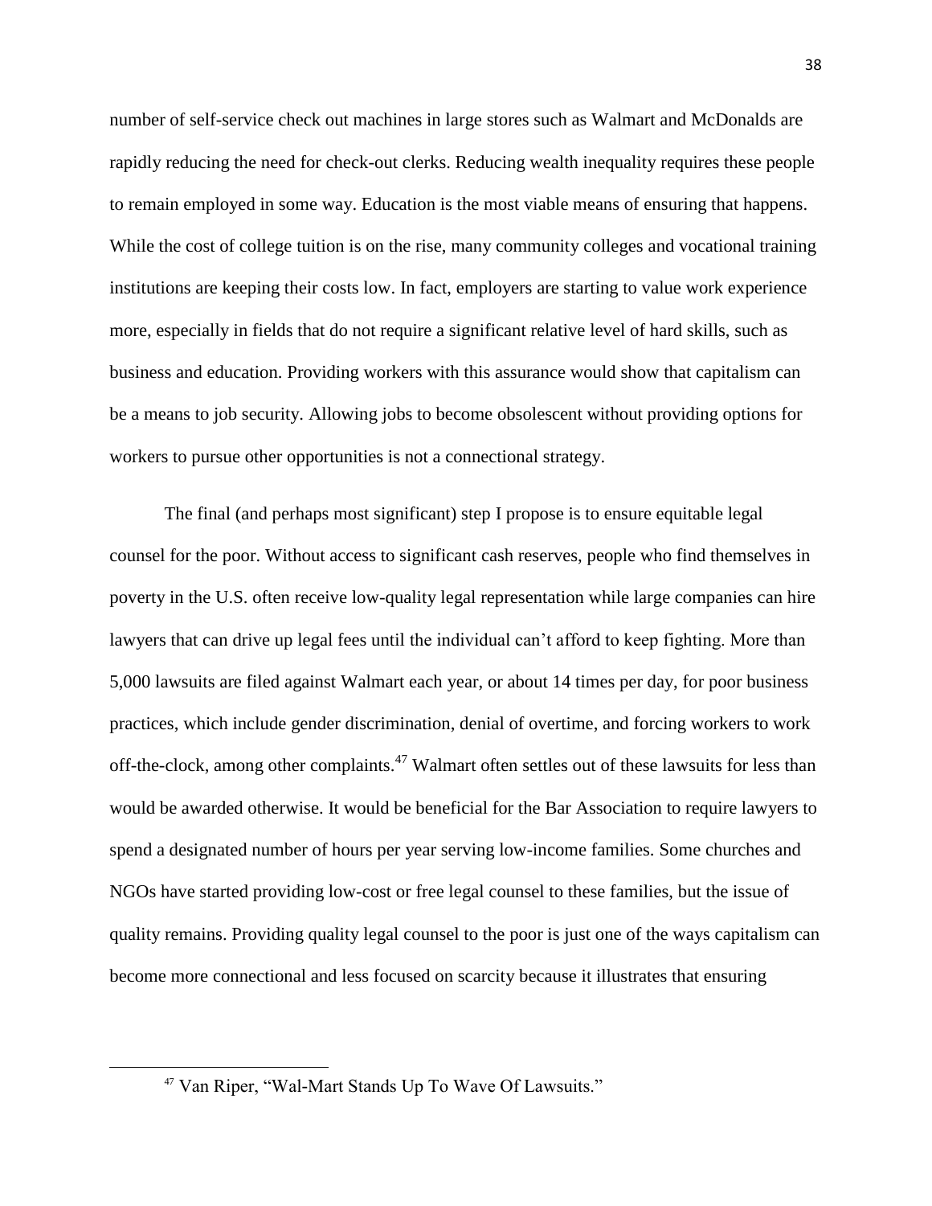number of self-service check out machines in large stores such as Walmart and McDonalds are rapidly reducing the need for check-out clerks. Reducing wealth inequality requires these people to remain employed in some way. Education is the most viable means of ensuring that happens. While the cost of college tuition is on the rise, many community colleges and vocational training institutions are keeping their costs low. In fact, employers are starting to value work experience more, especially in fields that do not require a significant relative level of hard skills, such as business and education. Providing workers with this assurance would show that capitalism can be a means to job security. Allowing jobs to become obsolescent without providing options for workers to pursue other opportunities is not a connectional strategy.

The final (and perhaps most significant) step I propose is to ensure equitable legal counsel for the poor. Without access to significant cash reserves, people who find themselves in poverty in the U.S. often receive low-quality legal representation while large companies can hire lawyers that can drive up legal fees until the individual can't afford to keep fighting. More than 5,000 lawsuits are filed against Walmart each year, or about 14 times per day, for poor business practices, which include gender discrimination, denial of overtime, and forcing workers to work off-the-clock, among other complaints.[47] Walmart often settles out of these lawsuits for less than would be awarded otherwise. It would be beneficial for the Bar Association to require lawyers to spend a designated number of hours per year serving low-income families. Some churches and NGOs have started providing low-cost or free legal counsel to these families, but the issue of quality remains. Providing quality legal counsel to the poor is just one of the ways capitalism can become more connectional and less focused on scarcity because it illustrates that ensuring

[47] Van Riper, "Wal-Mart Stands Up To Wave Of Lawsuits."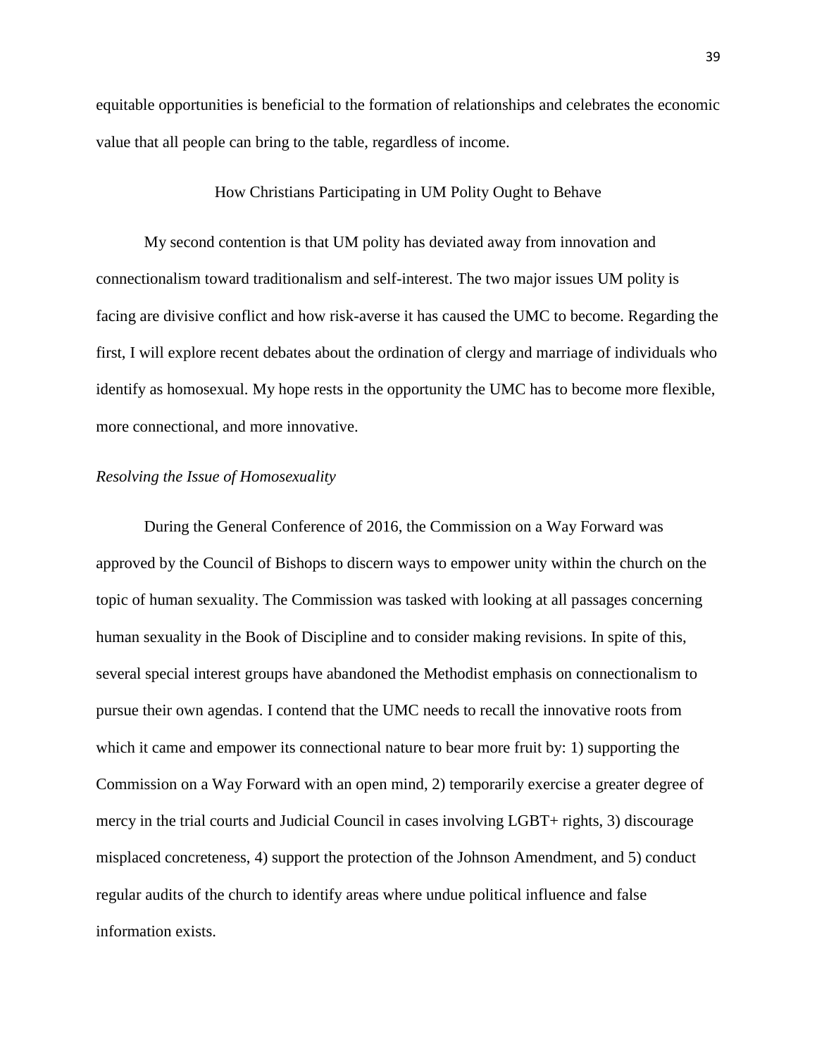equitable opportunities is beneficial to the formation of relationships and celebrates the economic value that all people can bring to the table, regardless of income.

## How Christians Participating in UM Polity Ought to Behave

My second contention is that UM polity has deviated away from innovation and connectionalism toward traditionalism and self-interest. The two major issues UM polity is facing are divisive conflict and how risk-averse it has caused the UMC to become. Regarding the first, I will explore recent debates about the ordination of clergy and marriage of individuals who identify as homosexual. My hope rests in the opportunity the UMC has to become more flexible, more connectional, and more innovative.

### *Resolving the Issue of Homosexuality*

During the General Conference of 2016, the Commission on a Way Forward was approved by the Council of Bishops to discern ways to empower unity within the church on the topic of human sexuality. The Commission was tasked with looking at all passages concerning human sexuality in the Book of Discipline and to consider making revisions. In spite of this, several special interest groups have abandoned the Methodist emphasis on connectionalism to pursue their own agendas. I contend that the UMC needs to recall the innovative roots from which it came and empower its connectional nature to bear more fruit by: 1) supporting the Commission on a Way Forward with an open mind, 2) temporarily exercise a greater degree of mercy in the trial courts and Judicial Council in cases involving LGBT+ rights, 3) discourage misplaced concreteness, 4) support the protection of the Johnson Amendment, and 5) conduct regular audits of the church to identify areas where undue political influence and false information exists.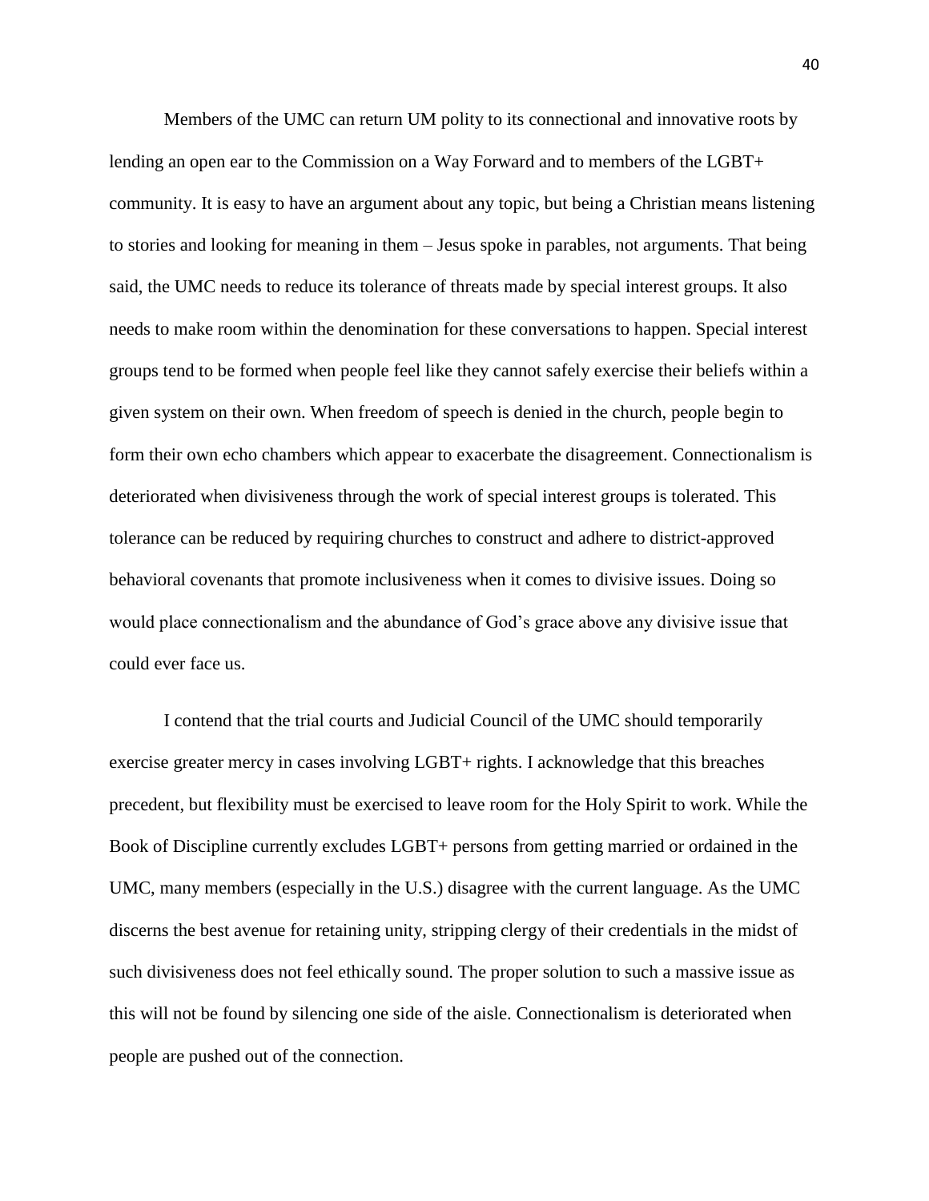Members of the UMC can return UM polity to its connectional and innovative roots by lending an open ear to the Commission on a Way Forward and to members of the LGBT+ community. It is easy to have an argument about any topic, but being a Christian means listening to stories and looking for meaning in them – Jesus spoke in parables, not arguments. That being said, the UMC needs to reduce its tolerance of threats made by special interest groups. It also needs to make room within the denomination for these conversations to happen. Special interest groups tend to be formed when people feel like they cannot safely exercise their beliefs within a given system on their own. When freedom of speech is denied in the church, people begin to form their own echo chambers which appear to exacerbate the disagreement. Connectionalism is deteriorated when divisiveness through the work of special interest groups is tolerated. This tolerance can be reduced by requiring churches to construct and adhere to district-approved behavioral covenants that promote inclusiveness when it comes to divisive issues. Doing so would place connectionalism and the abundance of God's grace above any divisive issue that could ever face us.

I contend that the trial courts and Judicial Council of the UMC should temporarily exercise greater mercy in cases involving LGBT+ rights. I acknowledge that this breaches precedent, but flexibility must be exercised to leave room for the Holy Spirit to work. While the Book of Discipline currently excludes LGBT+ persons from getting married or ordained in the UMC, many members (especially in the U.S.) disagree with the current language. As the UMC discerns the best avenue for retaining unity, stripping clergy of their credentials in the midst of such divisiveness does not feel ethically sound. The proper solution to such a massive issue as this will not be found by silencing one side of the aisle. Connectionalism is deteriorated when people are pushed out of the connection.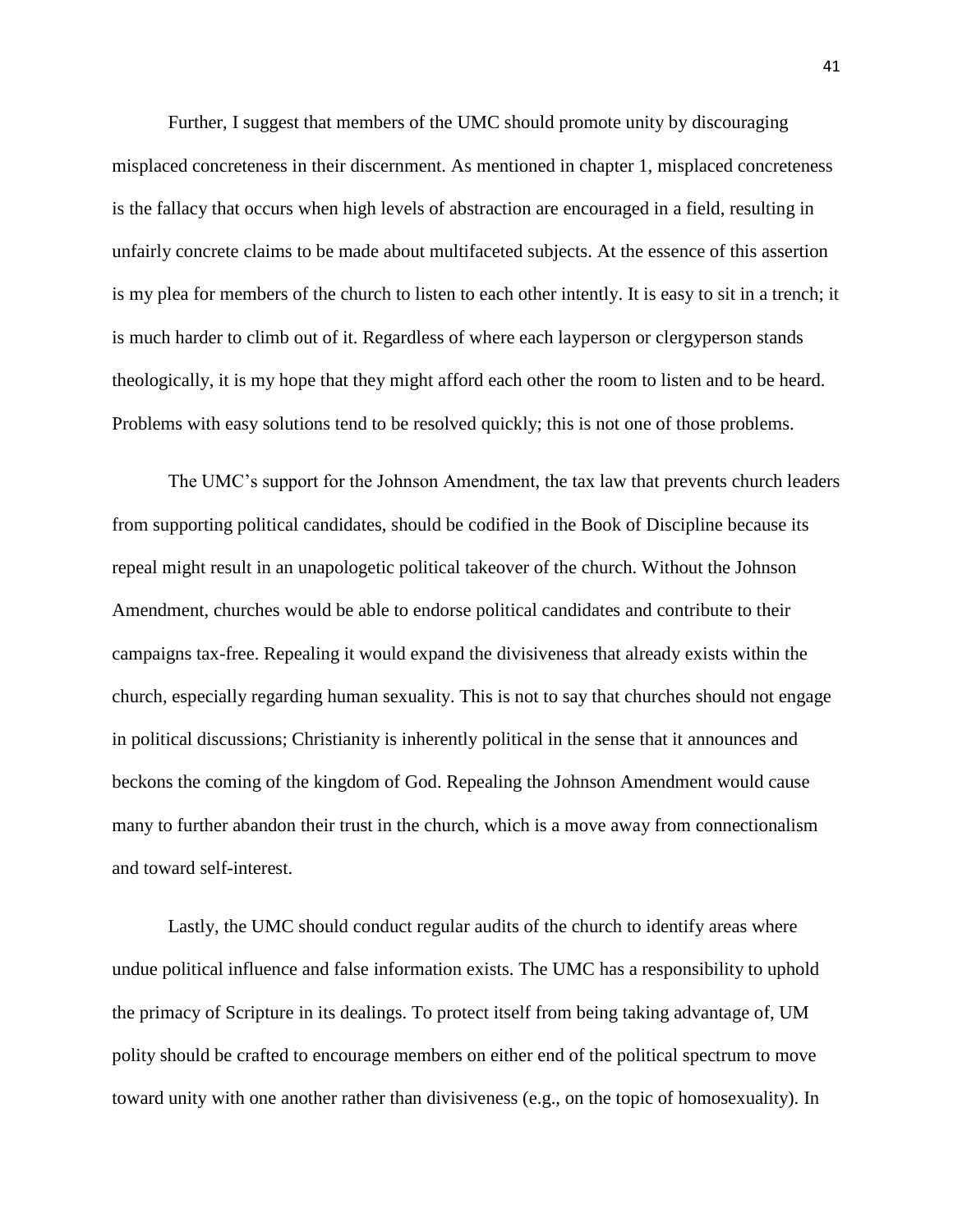Further, I suggest that members of the UMC should promote unity by discouraging misplaced concreteness in their discernment. As mentioned in chapter 1, misplaced concreteness is the fallacy that occurs when high levels of abstraction are encouraged in a field, resulting in unfairly concrete claims to be made about multifaceted subjects. At the essence of this assertion is my plea for members of the church to listen to each other intently. It is easy to sit in a trench; it is much harder to climb out of it. Regardless of where each layperson or clergyperson stands theologically, it is my hope that they might afford each other the room to listen and to be heard. Problems with easy solutions tend to be resolved quickly; this is not one of those problems.

The UMC's support for the Johnson Amendment, the tax law that prevents church leaders from supporting political candidates, should be codified in the Book of Discipline because its repeal might result in an unapologetic political takeover of the church. Without the Johnson Amendment, churches would be able to endorse political candidates and contribute to their campaigns tax-free. Repealing it would expand the divisiveness that already exists within the church, especially regarding human sexuality. This is not to say that churches should not engage in political discussions; Christianity is inherently political in the sense that it announces and beckons the coming of the kingdom of God. Repealing the Johnson Amendment would cause many to further abandon their trust in the church, which is a move away from connectionalism and toward self-interest.

Lastly, the UMC should conduct regular audits of the church to identify areas where undue political influence and false information exists. The UMC has a responsibility to uphold the primacy of Scripture in its dealings. To protect itself from being taking advantage of, UM polity should be crafted to encourage members on either end of the political spectrum to move toward unity with one another rather than divisiveness (e.g., on the topic of homosexuality). In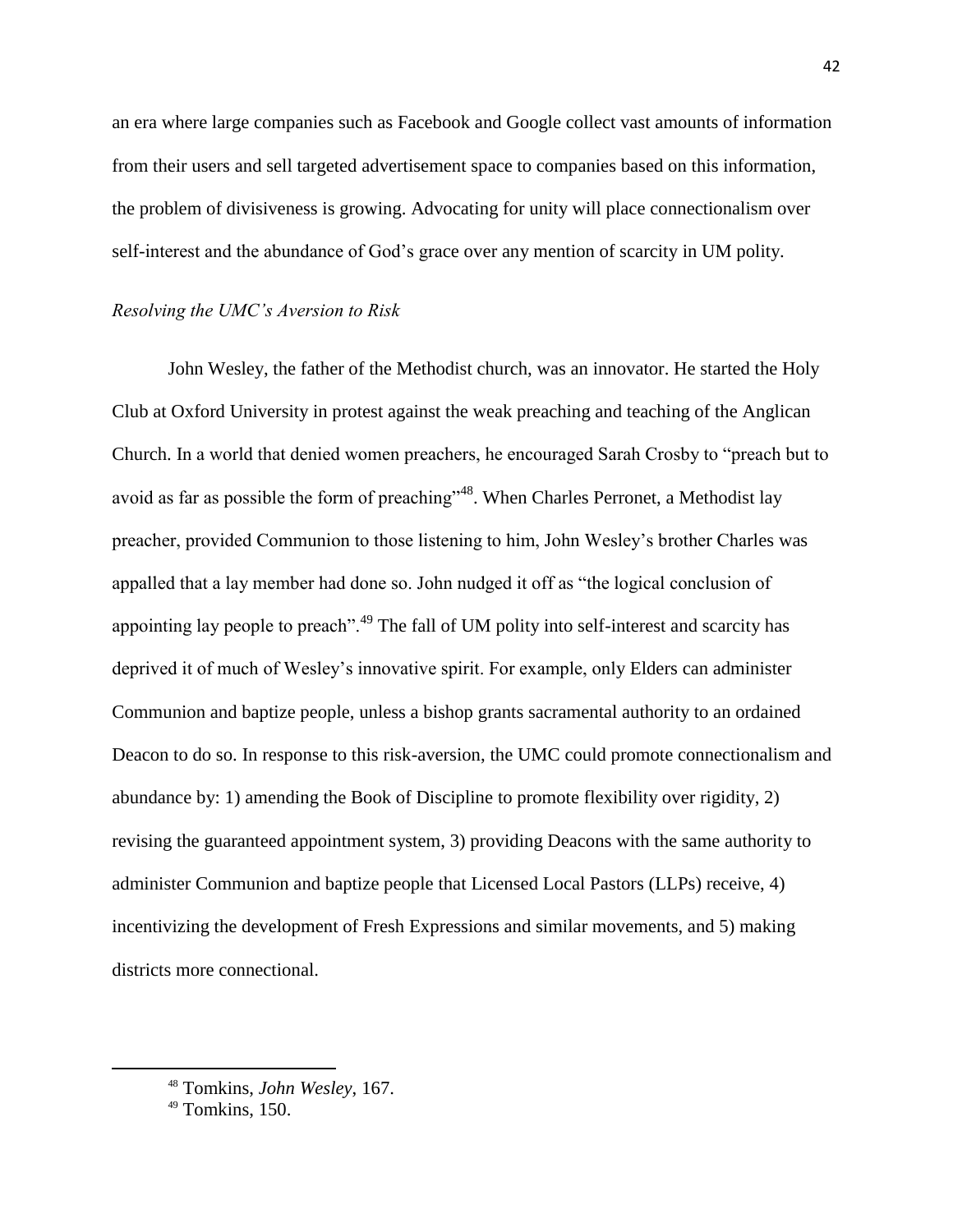an era where large companies such as Facebook and Google collect vast amounts of information from their users and sell targeted advertisement space to companies based on this information, the problem of divisiveness is growing. Advocating for unity will place connectionalism over self-interest and the abundance of God's grace over any mention of scarcity in UM polity.

*Resolving the UMC's Aversion to Risk*

John Wesley, the father of the Methodist church, was an innovator. He started the Holy Club at Oxford University in protest against the weak preaching and teaching of the Anglican Church. In a world that denied women preachers, he encouraged Sarah Crosby to "preach but to avoid as far as possible the form of preaching"[48]. When Charles Perronet, a Methodist lay preacher, provided Communion to those listening to him, John Wesley's brother Charles was appalled that a lay member had done so. John nudged it off as "the logical conclusion of appointing lay people to preach".[49] The fall of UM polity into self-interest and scarcity has deprived it of much of Wesley's innovative spirit. For example, only Elders can administer Communion and baptize people, unless a bishop grants sacramental authority to an ordained Deacon to do so. In response to this risk-aversion, the UMC could promote connectionalism and abundance by: 1) amending the Book of Discipline to promote flexibility over rigidity, 2) revising the guaranteed appointment system, 3) providing Deacons with the same authority to administer Communion and baptize people that Licensed Local Pastors (LLPs) receive, 4) incentivizing the development of Fresh Expressions and similar movements, and 5) making districts more connectional.

---

[48] Tomkins, *John Wesley*, 167.

[49] Tomkins, 150.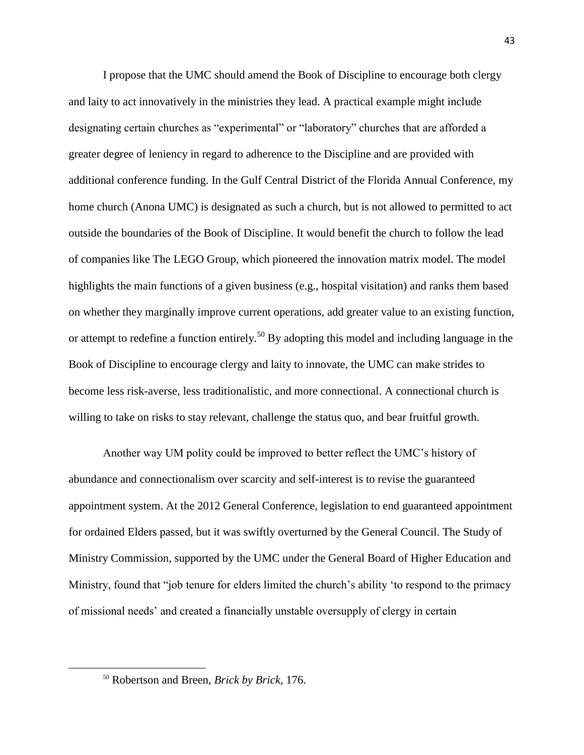I propose that the UMC should amend the Book of Discipline to encourage both clergy and laity to act innovatively in the ministries they lead. A practical example might include designating certain churches as "experimental" or "laboratory" churches that are afforded a greater degree of leniency in regard to adherence to the Discipline and are provided with additional conference funding. In the Gulf Central District of the Florida Annual Conference, my home church (Anona UMC) is designated as such a church, but is not allowed to permitted to act outside the boundaries of the Book of Discipline. It would benefit the church to follow the lead of companies like The LEGO Group, which pioneered the innovation matrix model. The model highlights the main functions of a given business (e.g., hospital visitation) and ranks them based on whether they marginally improve current operations, add greater value to an existing function, or attempt to redefine a function entirely.[50] By adopting this model and including language in the Book of Discipline to encourage clergy and laity to innovate, the UMC can make strides to become less risk-averse, less traditionalistic, and more connectional. A connectional church is willing to take on risks to stay relevant, challenge the status quo, and bear fruitful growth.

Another way UM polity could be improved to better reflect the UMC's history of abundance and connectionalism over scarcity and self-interest is to revise the guaranteed appointment system. At the 2012 General Conference, legislation to end guaranteed appointment for ordained Elders passed, but it was swiftly overturned by the General Council. The Study of Ministry Commission, supported by the UMC under the General Board of Higher Education and Ministry, found that "job tenure for elders limited the church's ability 'to respond to the primacy of missional needs' and created a financially unstable oversupply of clergy in certain

[50] Robertson and Breen, *Brick by Brick*, 176.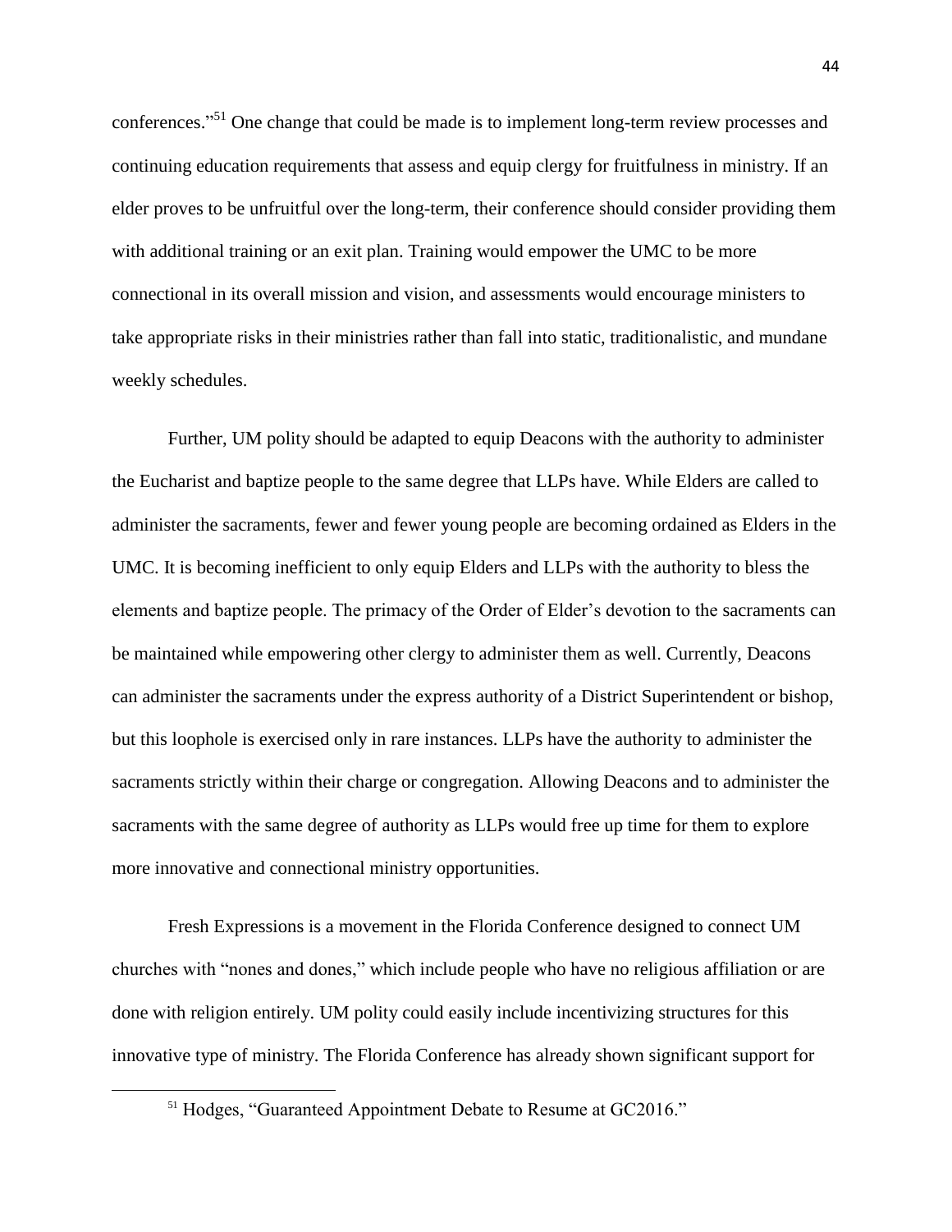conferences."[51] One change that could be made is to implement long-term review processes and continuing education requirements that assess and equip clergy for fruitfulness in ministry. If an elder proves to be unfruitful over the long-term, their conference should consider providing them with additional training or an exit plan. Training would empower the UMC to be more connectional in its overall mission and vision, and assessments would encourage ministers to take appropriate risks in their ministries rather than fall into static, traditionalistic, and mundane weekly schedules.

Further, UM polity should be adapted to equip Deacons with the authority to administer the Eucharist and baptize people to the same degree that LLPs have. While Elders are called to administer the sacraments, fewer and fewer young people are becoming ordained as Elders in the UMC. It is becoming inefficient to only equip Elders and LLPs with the authority to bless the elements and baptize people. The primacy of the Order of Elder's devotion to the sacraments can be maintained while empowering other clergy to administer them as well. Currently, Deacons can administer the sacraments under the express authority of a District Superintendent or bishop, but this loophole is exercised only in rare instances. LLPs have the authority to administer the sacraments strictly within their charge or congregation. Allowing Deacons and to administer the sacraments with the same degree of authority as LLPs would free up time for them to explore more innovative and connectional ministry opportunities.

Fresh Expressions is a movement in the Florida Conference designed to connect UM churches with "nones and dones," which include people who have no religious affiliation or are done with religion entirely. UM polity could easily include incentivizing structures for this innovative type of ministry. The Florida Conference has already shown significant support for

[51] Hodges, "Guaranteed Appointment Debate to Resume at GC2016."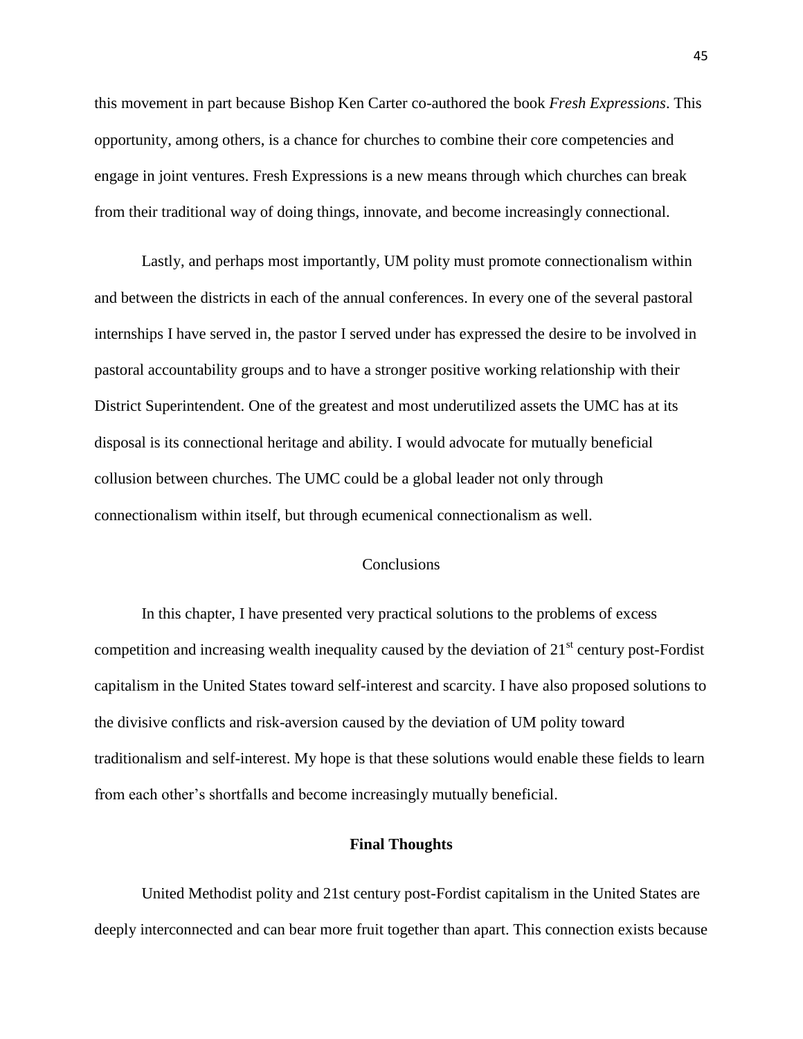this movement in part because Bishop Ken Carter co-authored the book *Fresh Expressions*. This opportunity, among others, is a chance for churches to combine their core competencies and engage in joint ventures. Fresh Expressions is a new means through which churches can break from their traditional way of doing things, innovate, and become increasingly connectional.

Lastly, and perhaps most importantly, UM polity must promote connectionalism within and between the districts in each of the annual conferences. In every one of the several pastoral internships I have served in, the pastor I served under has expressed the desire to be involved in pastoral accountability groups and to have a stronger positive working relationship with their District Superintendent. One of the greatest and most underutilized assets the UMC has at its disposal is its connectional heritage and ability. I would advocate for mutually beneficial collusion between churches. The UMC could be a global leader not only through connectionalism within itself, but through ecumenical connectionalism as well.

## Conclusions

In this chapter, I have presented very practical solutions to the problems of excess competition and increasing wealth inequality caused by the deviation of 21st century post-Fordist capitalism in the United States toward self-interest and scarcity. I have also proposed solutions to the divisive conflicts and risk-aversion caused by the deviation of UM polity toward traditionalism and self-interest. My hope is that these solutions would enable these fields to learn from each other's shortfalls and become increasingly mutually beneficial.

# Final Thoughts

United Methodist polity and 21st century post-Fordist capitalism in the United States are deeply interconnected and can bear more fruit together than apart. This connection exists because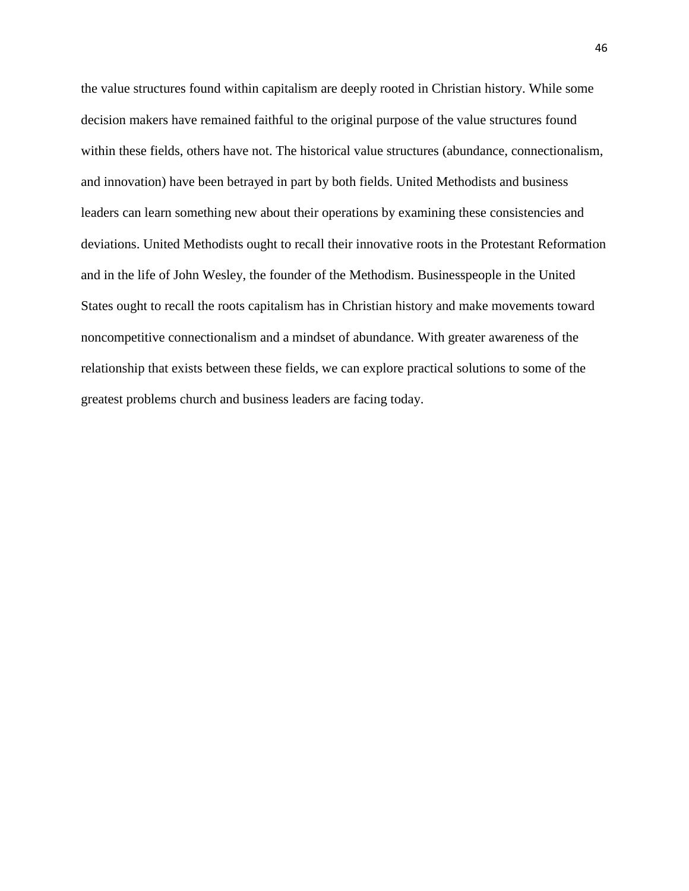the value structures found within capitalism are deeply rooted in Christian history. While some decision makers have remained faithful to the original purpose of the value structures found within these fields, others have not. The historical value structures (abundance, connectionalism, and innovation) have been betrayed in part by both fields. United Methodists and business leaders can learn something new about their operations by examining these consistencies and deviations. United Methodists ought to recall their innovative roots in the Protestant Reformation and in the life of John Wesley, the founder of the Methodism. Businesspeople in the United States ought to recall the roots capitalism has in Christian history and make movements toward noncompetitive connectionalism and a mindset of abundance. With greater awareness of the relationship that exists between these fields, we can explore practical solutions to some of the greatest problems church and business leaders are facing today.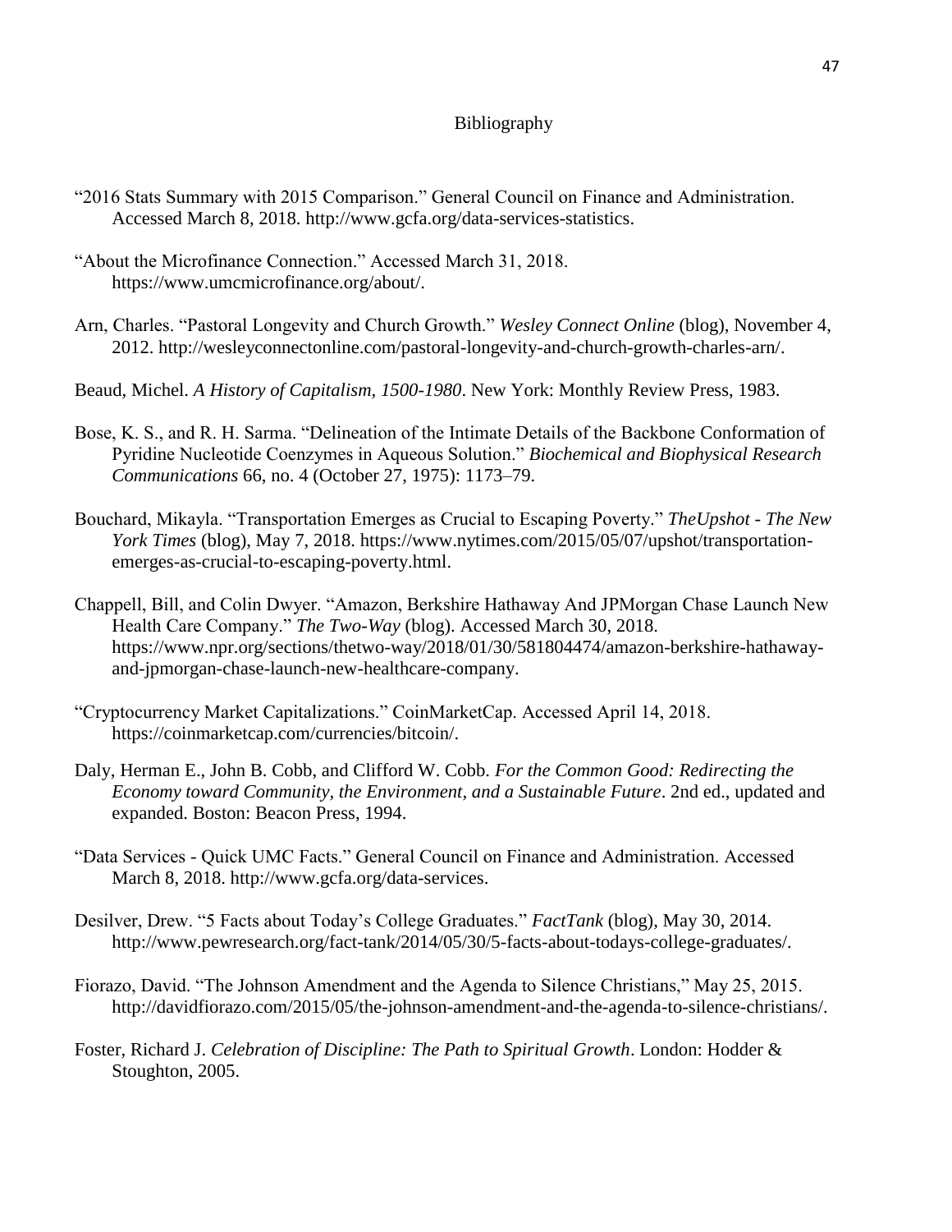# Bibliography

"2016 Stats Summary with 2015 Comparison." General Council on Finance and Administration. Accessed March 8, 2018. http://www.gcfa.org/data-services-statistics.

"About the Microfinance Connection." Accessed March 31, 2018. https://www.umcmicrofinance.org/about/.

Arn, Charles. "Pastoral Longevity and Church Growth." *Wesley Connect Online* (blog), November 4, 2012. http://wesleyconnectonline.com/pastoral-longevity-and-church-growth-charles-arn/.

Beaud, Michel. *A History of Capitalism, 1500-1980*. New York: Monthly Review Press, 1983.

Bose, K. S., and R. H. Sarma. "Delineation of the Intimate Details of the Backbone Conformation of Pyridine Nucleotide Coenzymes in Aqueous Solution." *Biochemical and Biophysical Research Communications* 66, no. 4 (October 27, 1975): 1173–79.

Bouchard, Mikayla. "Transportation Emerges as Crucial to Escaping Poverty." *TheUpshot - The New York Times* (blog), May 7, 2018. https://www.nytimes.com/2015/05/07/upshot/transportation-emerges-as-crucial-to-escaping-poverty.html.

Chappell, Bill, and Colin Dwyer. "Amazon, Berkshire Hathaway And JPMorgan Chase Launch New Health Care Company." *The Two-Way* (blog). Accessed March 30, 2018. https://www.npr.org/sections/thetwo-way/2018/01/30/581804474/amazon-berkshire-hathaway-and-jpmorgan-chase-launch-new-healthcare-company.

"Cryptocurrency Market Capitalizations." CoinMarketCap. Accessed April 14, 2018. https://coinmarketcap.com/currencies/bitcoin/.

Daly, Herman E., John B. Cobb, and Clifford W. Cobb. *For the Common Good: Redirecting the Economy toward Community, the Environment, and a Sustainable Future*. 2nd ed., updated and expanded. Boston: Beacon Press, 1994.

"Data Services - Quick UMC Facts." General Council on Finance and Administration. Accessed March 8, 2018. http://www.gcfa.org/data-services.

Desilver, Drew. "5 Facts about Today's College Graduates." *FactTank* (blog), May 30, 2014. http://www.pewresearch.org/fact-tank/2014/05/30/5-facts-about-todays-college-graduates/.

Fiorazo, David. "The Johnson Amendment and the Agenda to Silence Christians," May 25, 2015. http://davidfiorazo.com/2015/05/the-johnson-amendment-and-the-agenda-to-silence-christians/.

Foster, Richard J. *Celebration of Discipline: The Path to Spiritual Growth*. London: Hodder & Stoughton, 2005.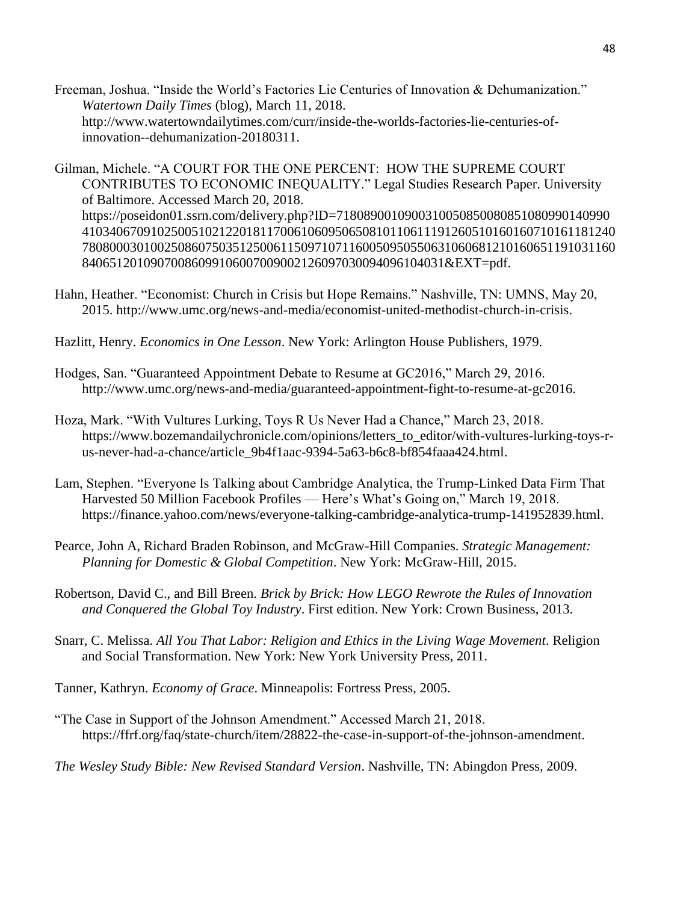Freeman, Joshua. "Inside the World's Factories Lie Centuries of Innovation & Dehumanization." *Watertown Daily Times* (blog), March 11, 2018. http://www.watertowndailytimes.com/curr/inside-the-worlds-factories-lie-centuries-of-innovation--dehumanization-20180311.

Gilman, Michele. "A COURT FOR THE ONE PERCENT: HOW THE SUPREME COURT CONTRIBUTES TO ECONOMIC INEQUALITY." Legal Studies Research Paper. University of Baltimore. Accessed March 20, 2018. https://poseidon01.ssrn.com/delivery.php?ID=718089001090031005085008085108099014099041034067091025005102122018117006106095065081011061119126051016016071016118124078080003010025086075035125006115097107116005095055063106068121016065119103116084065120109070086099106007009002126097030094096104031&EXT=pdf.

Hahn, Heather. "Economist: Church in Crisis but Hope Remains." Nashville, TN: UMNS, May 20, 2015. http://www.umc.org/news-and-media/economist-united-methodist-church-in-crisis.

Hazlitt, Henry. *Economics in One Lesson*. New York: Arlington House Publishers, 1979.

Hodges, San. "Guaranteed Appointment Debate to Resume at GC2016," March 29, 2016. http://www.umc.org/news-and-media/guaranteed-appointment-fight-to-resume-at-gc2016.

Hoza, Mark. "With Vultures Lurking, Toys R Us Never Had a Chance," March 23, 2018. https://www.bozemandailychronicle.com/opinions/letters_to_editor/with-vultures-lurking-toys-r-us-never-had-a-chance/article_9b4f1aac-9394-5a63-b6c8-bf854faaa424.html.

Lam, Stephen. "Everyone Is Talking about Cambridge Analytica, the Trump-Linked Data Firm That Harvested 50 Million Facebook Profiles — Here's What's Going on," March 19, 2018. https://finance.yahoo.com/news/everyone-talking-cambridge-analytica-trump-141952839.html.

Pearce, John A, Richard Braden Robinson, and McGraw-Hill Companies. *Strategic Management: Planning for Domestic & Global Competition*. New York: McGraw-Hill, 2015.

Robertson, David C., and Bill Breen. *Brick by Brick: How LEGO Rewrote the Rules of Innovation and Conquered the Global Toy Industry*. First edition. New York: Crown Business, 2013.

Snarr, C. Melissa. *All You That Labor: Religion and Ethics in the Living Wage Movement*. Religion and Social Transformation. New York: New York University Press, 2011.

Tanner, Kathryn. *Economy of Grace*. Minneapolis: Fortress Press, 2005.

"The Case in Support of the Johnson Amendment." Accessed March 21, 2018. https://ffrf.org/faq/state-church/item/28822-the-case-in-support-of-the-johnson-amendment.

*The Wesley Study Bible: New Revised Standard Version*. Nashville, TN: Abingdon Press, 2009.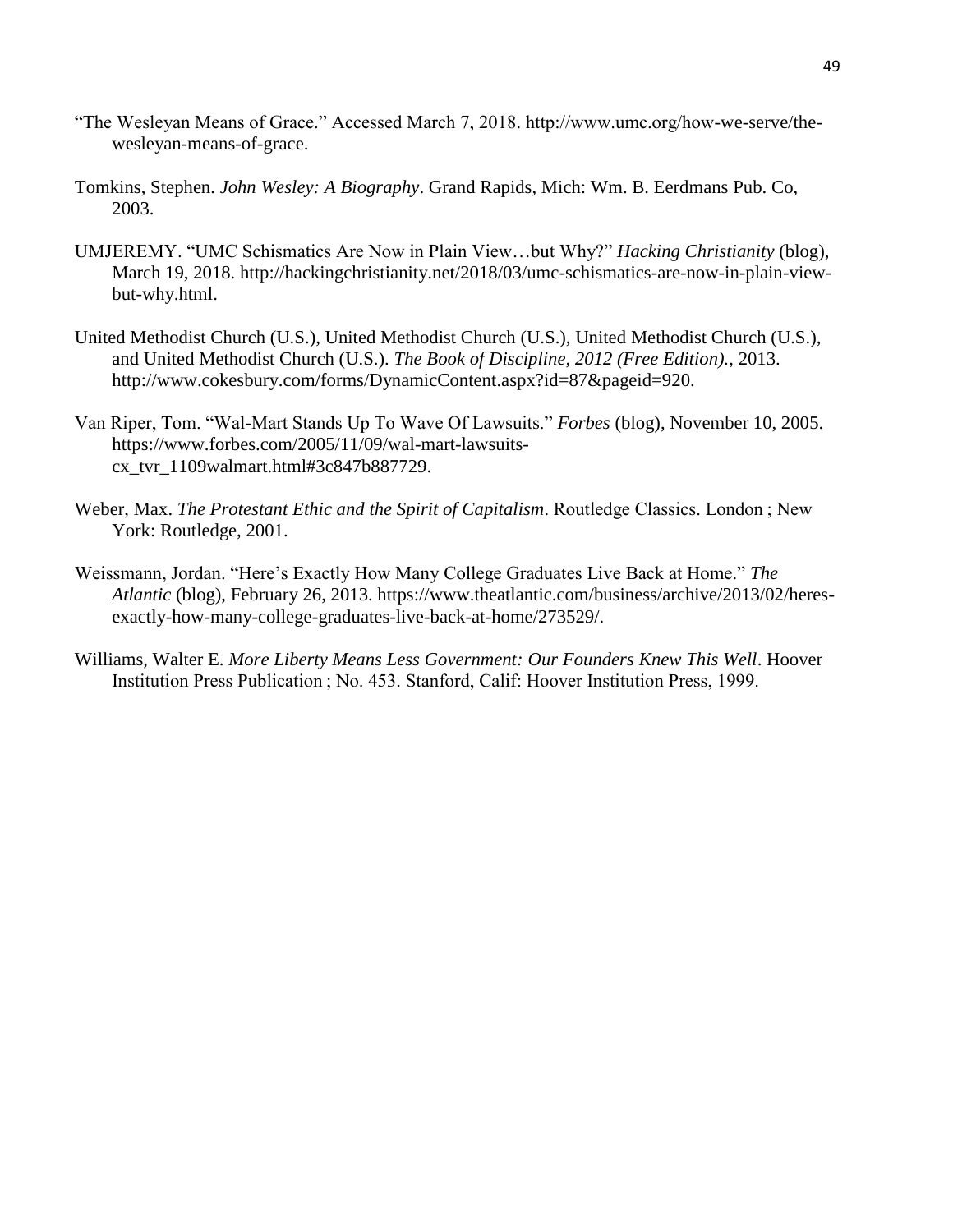"The Wesleyan Means of Grace." Accessed March 7, 2018. http://www.umc.org/how-we-serve/the-wesleyan-means-of-grace.

Tomkins, Stephen. *John Wesley: A Biography*. Grand Rapids, Mich: Wm. B. Eerdmans Pub. Co, 2003.

UMJEREMY. "UMC Schismatics Are Now in Plain View…but Why?" *Hacking Christianity* (blog), March 19, 2018. http://hackingchristianity.net/2018/03/umc-schismatics-are-now-in-plain-view-but-why.html.

United Methodist Church (U.S.), United Methodist Church (U.S.), United Methodist Church (U.S.), and United Methodist Church (U.S.). *The Book of Discipline, 2012 (Free Edition).*, 2013. http://www.cokesbury.com/forms/DynamicContent.aspx?id=87&pageid=920.

Van Riper, Tom. "Wal-Mart Stands Up To Wave Of Lawsuits." *Forbes* (blog), November 10, 2005. https://www.forbes.com/2005/11/09/wal-mart-lawsuits-cx_tvr_1109walmart.html#3c847b887729.

Weber, Max. *The Protestant Ethic and the Spirit of Capitalism*. Routledge Classics. London ; New York: Routledge, 2001.

Weissmann, Jordan. "Here's Exactly How Many College Graduates Live Back at Home." *The Atlantic* (blog), February 26, 2013. https://www.theatlantic.com/business/archive/2013/02/heres-exactly-how-many-college-graduates-live-back-at-home/273529/.

Williams, Walter E. *More Liberty Means Less Government: Our Founders Knew This Well*. Hoover Institution Press Publication ; No. 453. Stanford, Calif: Hoover Institution Press, 1999.